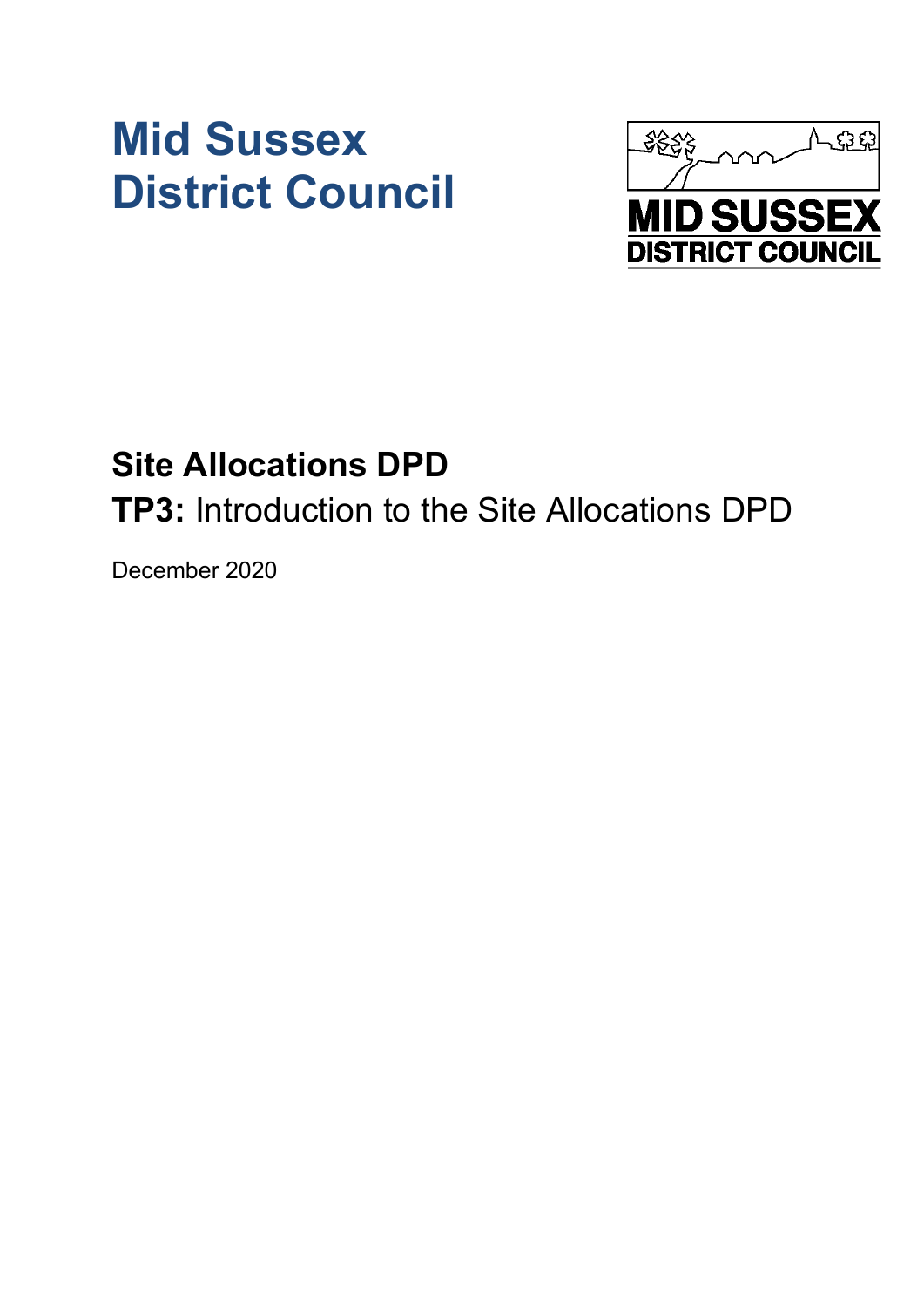# Mid Sussex District Council

MID SUSSEX DISTRICT COUNCIL

## Site Allocations DPD

**TP3:** Introduction to the Site Allocations DPD

December 2020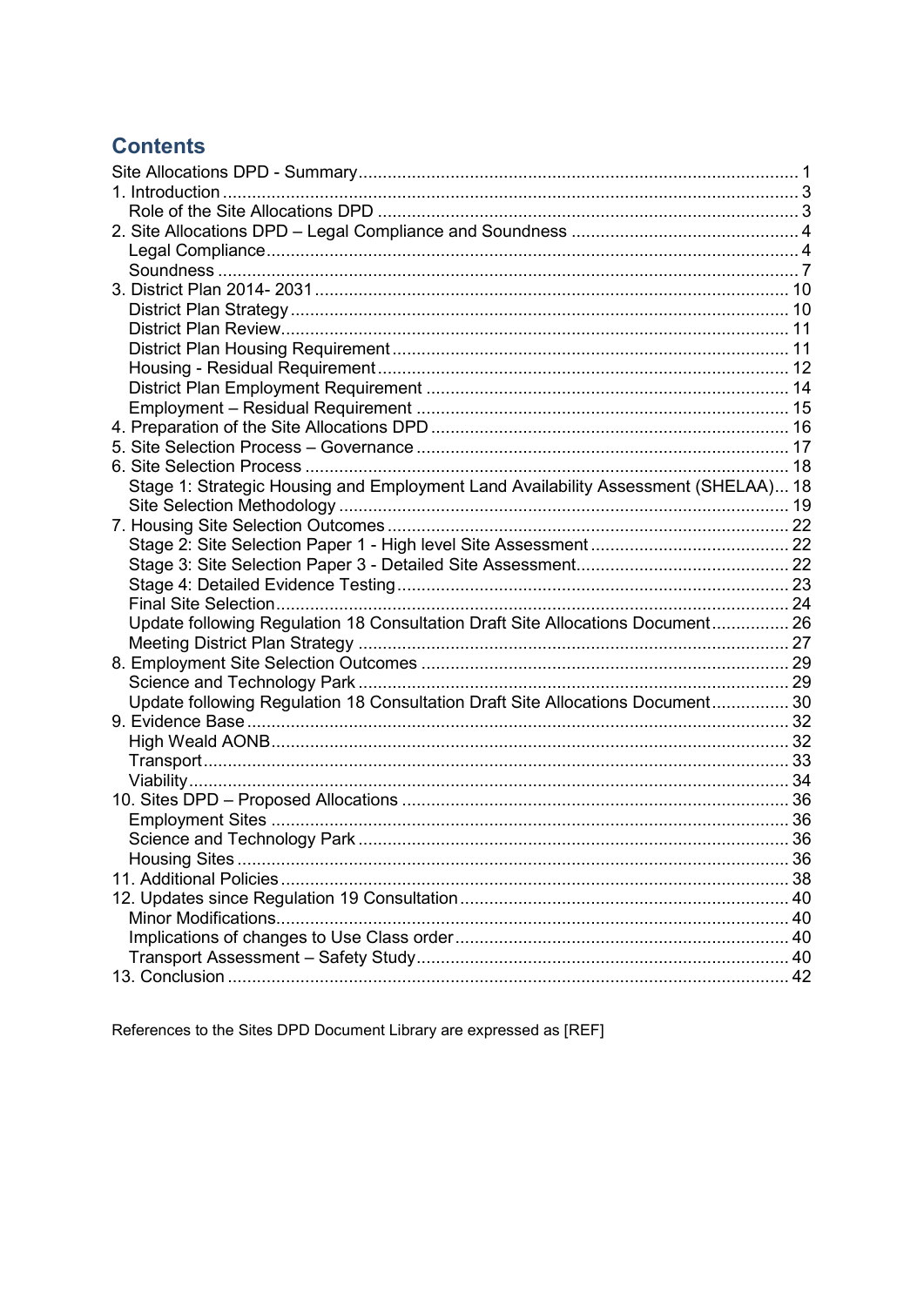## Contents

Site Allocations DPD - Summary .......... 1
1. Introduction .......... 3
    Role of the Site Allocations DPD .......... 3
2. Site Allocations DPD – Legal Compliance and Soundness .......... 4
    Legal Compliance .......... 4
    Soundness .......... 7
3. District Plan 2014- 2031 .......... 10
    District Plan Strategy .......... 10
    District Plan Review .......... 11
    District Plan Housing Requirement .......... 11
    Housing - Residual Requirement .......... 12
    District Plan Employment Requirement .......... 14
    Employment – Residual Requirement .......... 15
4. Preparation of the Site Allocations DPD .......... 16
5. Site Selection Process – Governance .......... 17
6. Site Selection Process .......... 18
    Stage 1: Strategic Housing and Employment Land Availability Assessment (SHELAA) .......... 18
    Site Selection Methodology .......... 19
7. Housing Site Selection Outcomes .......... 22
    Stage 2: Site Selection Paper 1 - High level Site Assessment .......... 22
    Stage 3: Site Selection Paper 3 - Detailed Site Assessment .......... 22
    Stage 4: Detailed Evidence Testing .......... 23
    Final Site Selection .......... 24
    Update following Regulation 18 Consultation Draft Site Allocations Document .......... 26
    Meeting District Plan Strategy .......... 27
8. Employment Site Selection Outcomes .......... 29
    Science and Technology Park .......... 29
    Update following Regulation 18 Consultation Draft Site Allocations Document .......... 30
9. Evidence Base .......... 32
    High Weald AONB .......... 32
    Transport .......... 33
    Viability .......... 34
10. Sites DPD – Proposed Allocations .......... 36
    Employment Sites .......... 36
    Science and Technology Park .......... 36
    Housing Sites .......... 36
11. Additional Policies .......... 38
12. Updates since Regulation 19 Consultation .......... 40
    Minor Modifications .......... 40
    Implications of changes to Use Class order .......... 40
    Transport Assessment – Safety Study .......... 40
13. Conclusion .......... 42

References to the Sites DPD Document Library are expressed as [REF]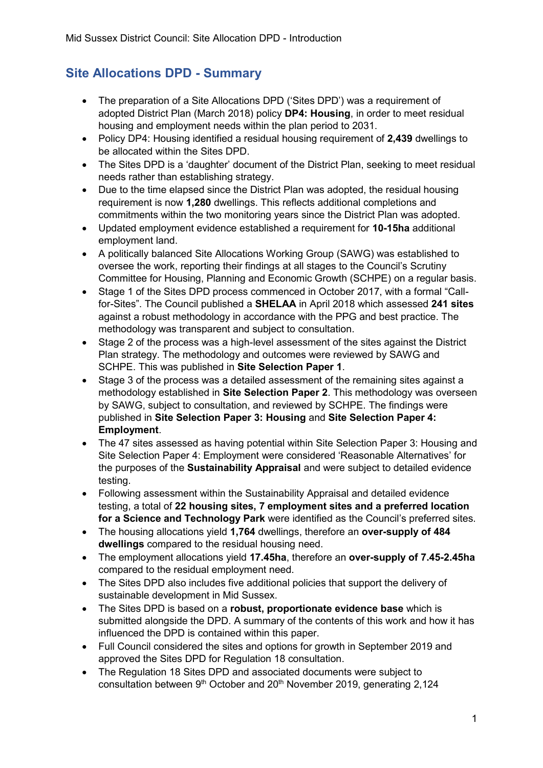## Site Allocations DPD - Summary

- The preparation of a Site Allocations DPD ('Sites DPD') was a requirement of adopted District Plan (March 2018) policy **DP4: Housing**, in order to meet residual housing and employment needs within the plan period to 2031.
- Policy DP4: Housing identified a residual housing requirement of **2,439** dwellings to be allocated within the Sites DPD.
- The Sites DPD is a 'daughter' document of the District Plan, seeking to meet residual needs rather than establishing strategy.
- Due to the time elapsed since the District Plan was adopted, the residual housing requirement is now **1,280** dwellings. This reflects additional completions and commitments within the two monitoring years since the District Plan was adopted.
- Updated employment evidence established a requirement for **10-15ha** additional employment land.
- A politically balanced Site Allocations Working Group (SAWG) was established to oversee the work, reporting their findings at all stages to the Council's Scrutiny Committee for Housing, Planning and Economic Growth (SCHPE) on a regular basis.
- Stage 1 of the Sites DPD process commenced in October 2017, with a formal "Call-for-Sites". The Council published a **SHELAA** in April 2018 which assessed **241 sites** against a robust methodology in accordance with the PPG and best practice. The methodology was transparent and subject to consultation.
- Stage 2 of the process was a high-level assessment of the sites against the District Plan strategy. The methodology and outcomes were reviewed by SAWG and SCHPE. This was published in **Site Selection Paper 1**.
- Stage 3 of the process was a detailed assessment of the remaining sites against a methodology established in **Site Selection Paper 2**. This methodology was overseen by SAWG, subject to consultation, and reviewed by SCHPE. The findings were published in **Site Selection Paper 3: Housing** and **Site Selection Paper 4: Employment**.
- The 47 sites assessed as having potential within Site Selection Paper 3: Housing and Site Selection Paper 4: Employment were considered 'Reasonable Alternatives' for the purposes of the **Sustainability Appraisal** and were subject to detailed evidence testing.
- Following assessment within the Sustainability Appraisal and detailed evidence testing, a total of **22 housing sites, 7 employment sites and a preferred location for a Science and Technology Park** were identified as the Council's preferred sites.
- The housing allocations yield **1,764** dwellings, therefore an **over-supply of 484 dwellings** compared to the residual housing need.
- The employment allocations yield **17.45ha**, therefore an **over-supply of 7.45-2.45ha** compared to the residual employment need.
- The Sites DPD also includes five additional policies that support the delivery of sustainable development in Mid Sussex.
- The Sites DPD is based on a **robust, proportionate evidence base** which is submitted alongside the DPD. A summary of the contents of this work and how it has influenced the DPD is contained within this paper.
- Full Council considered the sites and options for growth in September 2019 and approved the Sites DPD for Regulation 18 consultation.
- The Regulation 18 Sites DPD and associated documents were subject to consultation between 9th October and 20th November 2019, generating 2,124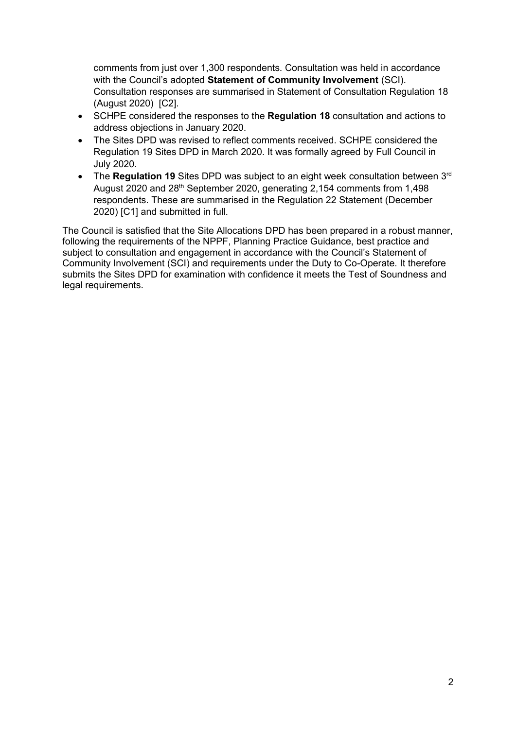comments from just over 1,300 respondents. Consultation was held in accordance with the Council's adopted **Statement of Community Involvement** (SCI). Consultation responses are summarised in Statement of Consultation Regulation 18 (August 2020) [C2].

- SCHPE considered the responses to the **Regulation 18** consultation and actions to address objections in January 2020.
- The Sites DPD was revised to reflect comments received. SCHPE considered the Regulation 19 Sites DPD in March 2020. It was formally agreed by Full Council in July 2020.
- The **Regulation 19** Sites DPD was subject to an eight week consultation between 3rd August 2020 and 28th September 2020, generating 2,154 comments from 1,498 respondents. These are summarised in the Regulation 22 Statement (December 2020) [C1] and submitted in full.

The Council is satisfied that the Site Allocations DPD has been prepared in a robust manner, following the requirements of the NPPF, Planning Practice Guidance, best practice and subject to consultation and engagement in accordance with the Council's Statement of Community Involvement (SCI) and requirements under the Duty to Co-Operate. It therefore submits the Sites DPD for examination with confidence it meets the Test of Soundness and legal requirements.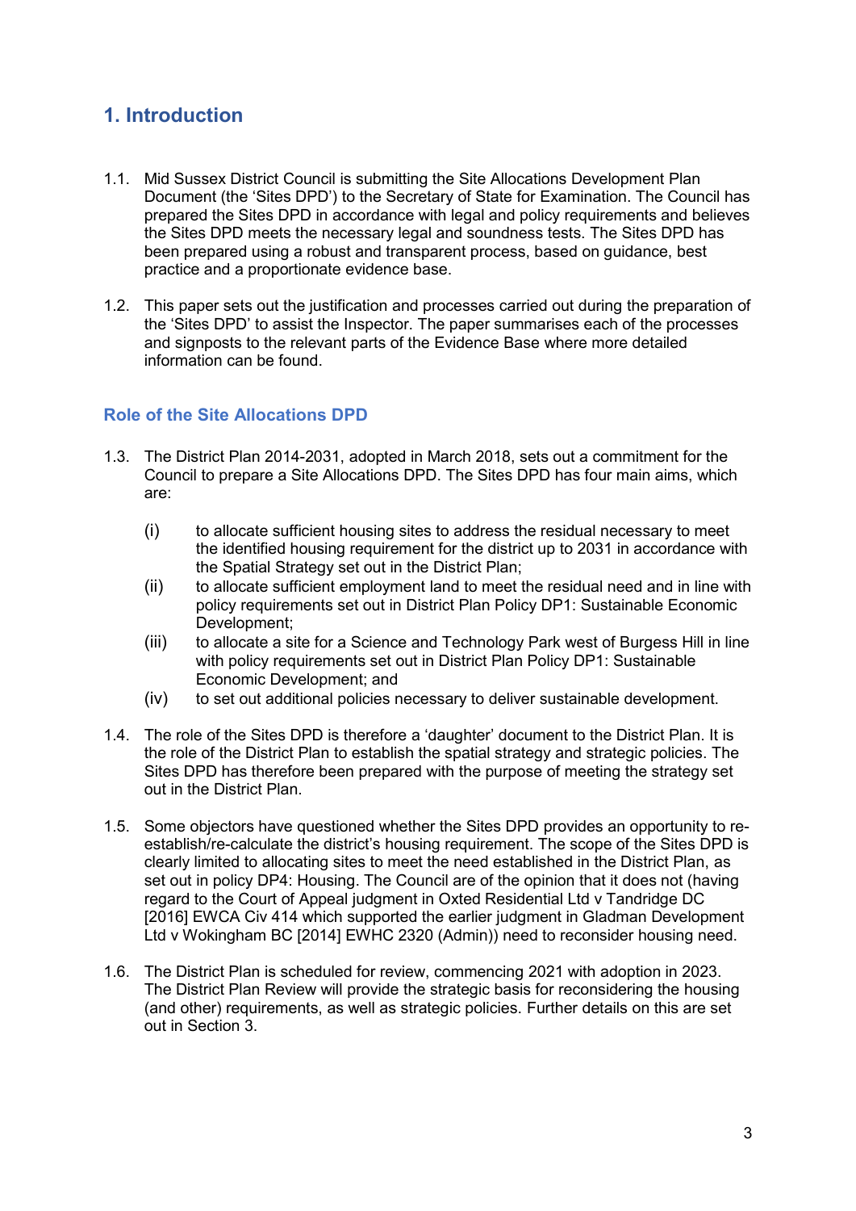# 1. Introduction

1.1. Mid Sussex District Council is submitting the Site Allocations Development Plan Document (the 'Sites DPD') to the Secretary of State for Examination. The Council has prepared the Sites DPD in accordance with legal and policy requirements and believes the Sites DPD meets the necessary legal and soundness tests. The Sites DPD has been prepared using a robust and transparent process, based on guidance, best practice and a proportionate evidence base.

1.2. This paper sets out the justification and processes carried out during the preparation of the 'Sites DPD' to assist the Inspector. The paper summarises each of the processes and signposts to the relevant parts of the Evidence Base where more detailed information can be found.

## Role of the Site Allocations DPD

1.3. The District Plan 2014-2031, adopted in March 2018, sets out a commitment for the Council to prepare a Site Allocations DPD. The Sites DPD has four main aims, which are:

(i) to allocate sufficient housing sites to address the residual necessary to meet the identified housing requirement for the district up to 2031 in accordance with the Spatial Strategy set out in the District Plan;

(ii) to allocate sufficient employment land to meet the residual need and in line with policy requirements set out in District Plan Policy DP1: Sustainable Economic Development;

(iii) to allocate a site for a Science and Technology Park west of Burgess Hill in line with policy requirements set out in District Plan Policy DP1: Sustainable Economic Development; and

(iv) to set out additional policies necessary to deliver sustainable development.

1.4. The role of the Sites DPD is therefore a 'daughter' document to the District Plan. It is the role of the District Plan to establish the spatial strategy and strategic policies. The Sites DPD has therefore been prepared with the purpose of meeting the strategy set out in the District Plan.

1.5. Some objectors have questioned whether the Sites DPD provides an opportunity to re-establish/re-calculate the district's housing requirement. The scope of the Sites DPD is clearly limited to allocating sites to meet the need established in the District Plan, as set out in policy DP4: Housing. The Council are of the opinion that it does not (having regard to the Court of Appeal judgment in Oxted Residential Ltd v Tandridge DC [2016] EWCA Civ 414 which supported the earlier judgment in Gladman Development Ltd v Wokingham BC [2014] EWHC 2320 (Admin)) need to reconsider housing need.

1.6. The District Plan is scheduled for review, commencing 2021 with adoption in 2023. The District Plan Review will provide the strategic basis for reconsidering the housing (and other) requirements, as well as strategic policies. Further details on this are set out in Section 3.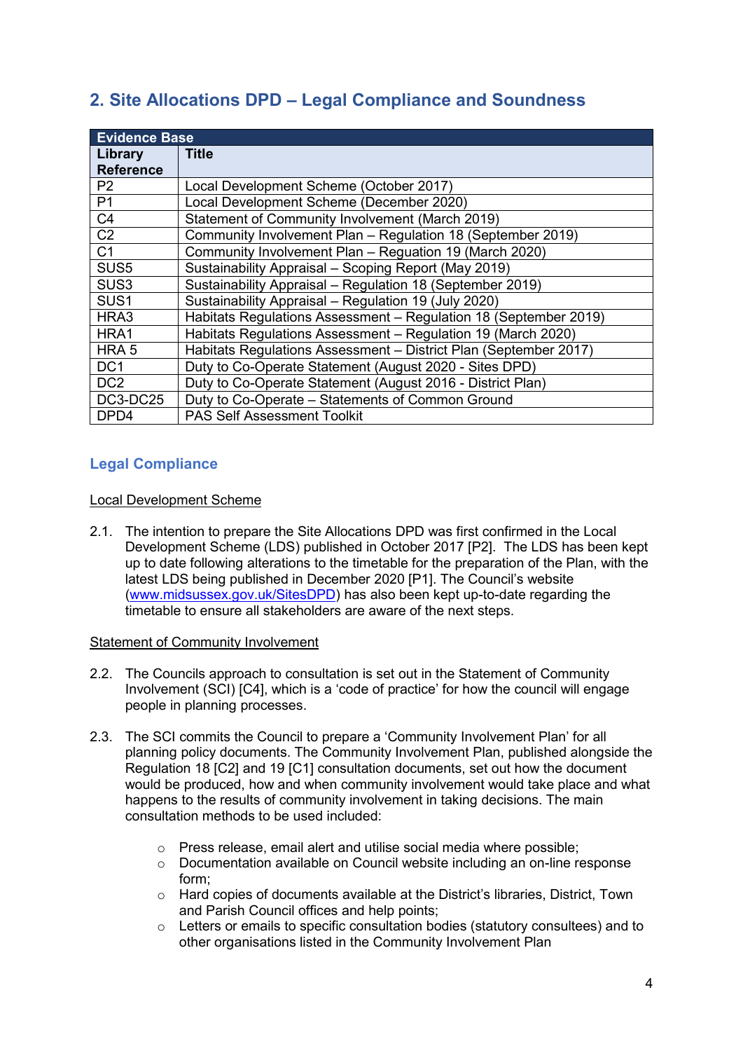## 2. Site Allocations DPD – Legal Compliance and Soundness

| Evidence Base | |
|---|---|
| **Library Reference** | **Title** |
| P2 | Local Development Scheme (October 2017) |
| P1 | Local Development Scheme (December 2020) |
| C4 | Statement of Community Involvement (March 2019) |
| C2 | Community Involvement Plan – Regulation 18 (September 2019) |
| C1 | Community Involvement Plan – Reguation 19 (March 2020) |
| SUS5 | Sustainability Appraisal – Scoping Report (May 2019) |
| SUS3 | Sustainability Appraisal – Regulation 18 (September 2019) |
| SUS1 | Sustainability Appraisal – Regulation 19 (July 2020) |
| HRA3 | Habitats Regulations Assessment – Regulation 18 (September 2019) |
| HRA1 | Habitats Regulations Assessment – Regulation 19 (March 2020) |
| HRA 5 | Habitats Regulations Assessment – District Plan (September 2017) |
| DC1 | Duty to Co-Operate Statement (August 2020 - Sites DPD) |
| DC2 | Duty to Co-Operate Statement (August 2016 - District Plan) |
| DC3-DC25 | Duty to Co-Operate – Statements of Common Ground |
| DPD4 | PAS Self Assessment Toolkit |

### Legal Compliance

<u>Local Development Scheme</u>

2.1. The intention to prepare the Site Allocations DPD was first confirmed in the Local Development Scheme (LDS) published in October 2017 [P2]. The LDS has been kept up to date following alterations to the timetable for the preparation of the Plan, with the latest LDS being published in December 2020 [P1]. The Council's website (www.midsussex.gov.uk/SitesDPD) has also been kept up-to-date regarding the timetable to ensure all stakeholders are aware of the next steps.

<u>Statement of Community Involvement</u>

2.2. The Councils approach to consultation is set out in the Statement of Community Involvement (SCI) [C4], which is a 'code of practice' for how the council will engage people in planning processes.

2.3. The SCI commits the Council to prepare a 'Community Involvement Plan' for all planning policy documents. The Community Involvement Plan, published alongside the Regulation 18 [C2] and 19 [C1] consultation documents, set out how the document would be produced, how and when community involvement would take place and what happens to the results of community involvement in taking decisions. The main consultation methods to be used included:

- Press release, email alert and utilise social media where possible;
- Documentation available on Council website including an on-line response form;
- Hard copies of documents available at the District's libraries, District, Town and Parish Council offices and help points;
- Letters or emails to specific consultation bodies (statutory consultees) and to other organisations listed in the Community Involvement Plan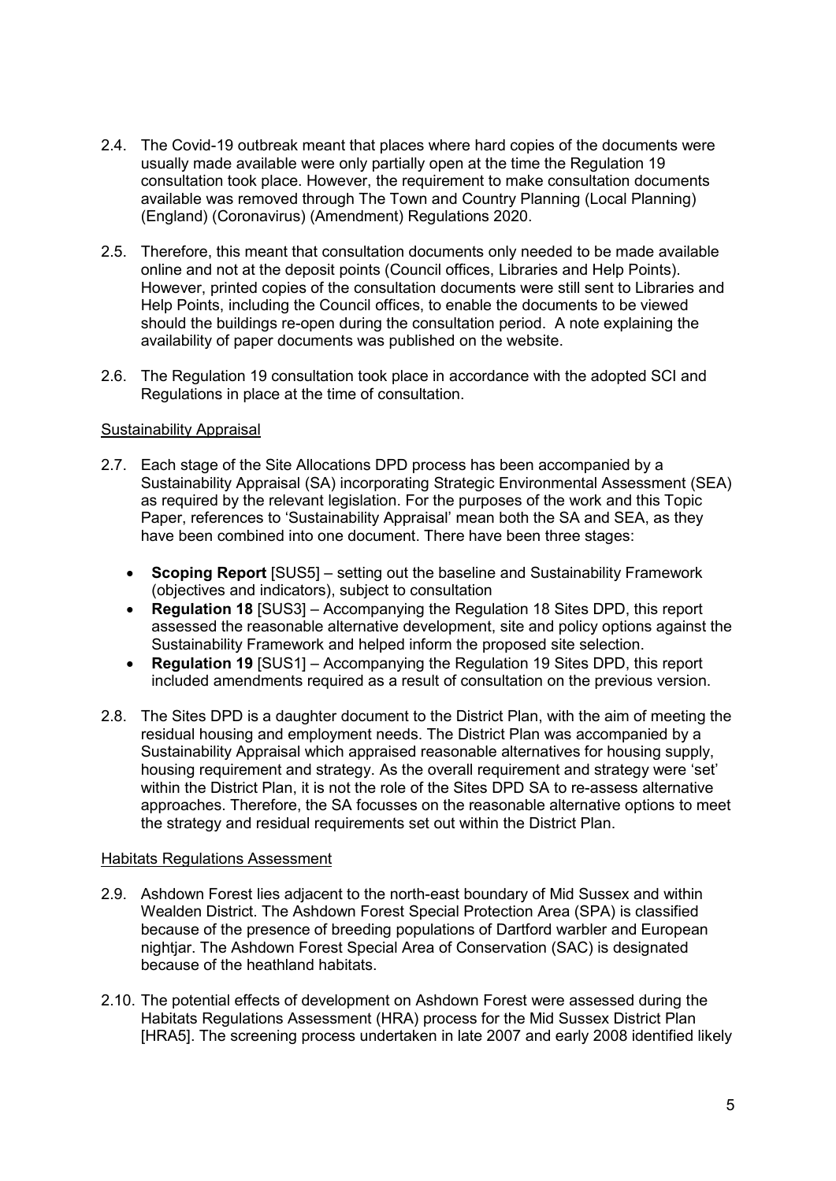2.4. The Covid-19 outbreak meant that places where hard copies of the documents were usually made available were only partially open at the time the Regulation 19 consultation took place. However, the requirement to make consultation documents available was removed through The Town and Country Planning (Local Planning) (England) (Coronavirus) (Amendment) Regulations 2020.

2.5. Therefore, this meant that consultation documents only needed to be made available online and not at the deposit points (Council offices, Libraries and Help Points). However, printed copies of the consultation documents were still sent to Libraries and Help Points, including the Council offices, to enable the documents to be viewed should the buildings re-open during the consultation period. A note explaining the availability of paper documents was published on the website.

2.6. The Regulation 19 consultation took place in accordance with the adopted SCI and Regulations in place at the time of consultation.

## Sustainability Appraisal

2.7. Each stage of the Site Allocations DPD process has been accompanied by a Sustainability Appraisal (SA) incorporating Strategic Environmental Assessment (SEA) as required by the relevant legislation. For the purposes of the work and this Topic Paper, references to 'Sustainability Appraisal' mean both the SA and SEA, as they have been combined into one document. There have been three stages:

- **Scoping Report** [SUS5] – setting out the baseline and Sustainability Framework (objectives and indicators), subject to consultation
- **Regulation 18** [SUS3] – Accompanying the Regulation 18 Sites DPD, this report assessed the reasonable alternative development, site and policy options against the Sustainability Framework and helped inform the proposed site selection.
- **Regulation 19** [SUS1] – Accompanying the Regulation 19 Sites DPD, this report included amendments required as a result of consultation on the previous version.

2.8. The Sites DPD is a daughter document to the District Plan, with the aim of meeting the residual housing and employment needs. The District Plan was accompanied by a Sustainability Appraisal which appraised reasonable alternatives for housing supply, housing requirement and strategy. As the overall requirement and strategy were 'set' within the District Plan, it is not the role of the Sites DPD SA to re-assess alternative approaches. Therefore, the SA focusses on the reasonable alternative options to meet the strategy and residual requirements set out within the District Plan.

## Habitats Regulations Assessment

2.9. Ashdown Forest lies adjacent to the north-east boundary of Mid Sussex and within Wealden District. The Ashdown Forest Special Protection Area (SPA) is classified because of the presence of breeding populations of Dartford warbler and European nightjar. The Ashdown Forest Special Area of Conservation (SAC) is designated because of the heathland habitats.

2.10. The potential effects of development on Ashdown Forest were assessed during the Habitats Regulations Assessment (HRA) process for the Mid Sussex District Plan [HRA5]. The screening process undertaken in late 2007 and early 2008 identified likely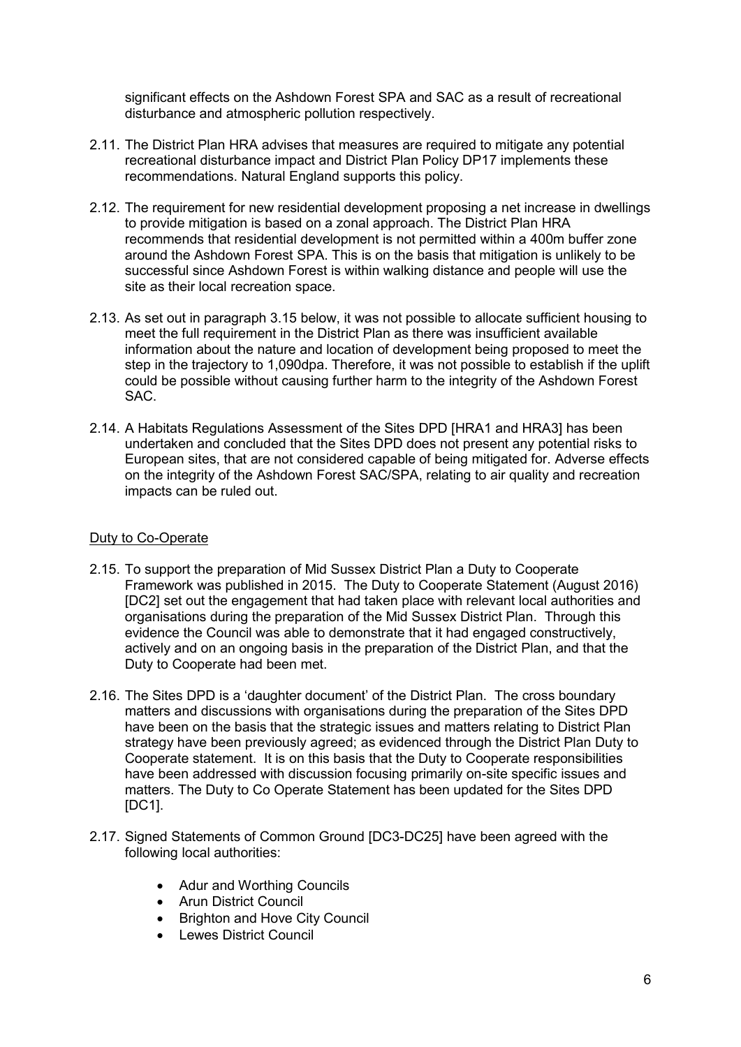significant effects on the Ashdown Forest SPA and SAC as a result of recreational disturbance and atmospheric pollution respectively.

2.11. The District Plan HRA advises that measures are required to mitigate any potential recreational disturbance impact and District Plan Policy DP17 implements these recommendations. Natural England supports this policy.

2.12. The requirement for new residential development proposing a net increase in dwellings to provide mitigation is based on a zonal approach. The District Plan HRA recommends that residential development is not permitted within a 400m buffer zone around the Ashdown Forest SPA. This is on the basis that mitigation is unlikely to be successful since Ashdown Forest is within walking distance and people will use the site as their local recreation space.

2.13. As set out in paragraph 3.15 below, it was not possible to allocate sufficient housing to meet the full requirement in the District Plan as there was insufficient available information about the nature and location of development being proposed to meet the step in the trajectory to 1,090dpa. Therefore, it was not possible to establish if the uplift could be possible without causing further harm to the integrity of the Ashdown Forest SAC.

2.14. A Habitats Regulations Assessment of the Sites DPD [HRA1 and HRA3] has been undertaken and concluded that the Sites DPD does not present any potential risks to European sites, that are not considered capable of being mitigated for. Adverse effects on the integrity of the Ashdown Forest SAC/SPA, relating to air quality and recreation impacts can be ruled out.

## Duty to Co-Operate

2.15. To support the preparation of Mid Sussex District Plan a Duty to Cooperate Framework was published in 2015. The Duty to Cooperate Statement (August 2016) [DC2] set out the engagement that had taken place with relevant local authorities and organisations during the preparation of the Mid Sussex District Plan. Through this evidence the Council was able to demonstrate that it had engaged constructively, actively and on an ongoing basis in the preparation of the District Plan, and that the Duty to Cooperate had been met.

2.16. The Sites DPD is a 'daughter document' of the District Plan. The cross boundary matters and discussions with organisations during the preparation of the Sites DPD have been on the basis that the strategic issues and matters relating to District Plan strategy have been previously agreed; as evidenced through the District Plan Duty to Cooperate statement. It is on this basis that the Duty to Cooperate responsibilities have been addressed with discussion focusing primarily on-site specific issues and matters. The Duty to Co Operate Statement has been updated for the Sites DPD [DC1].

2.17. Signed Statements of Common Ground [DC3-DC25] have been agreed with the following local authorities:

- Adur and Worthing Councils
- Arun District Council
- Brighton and Hove City Council
- Lewes District Council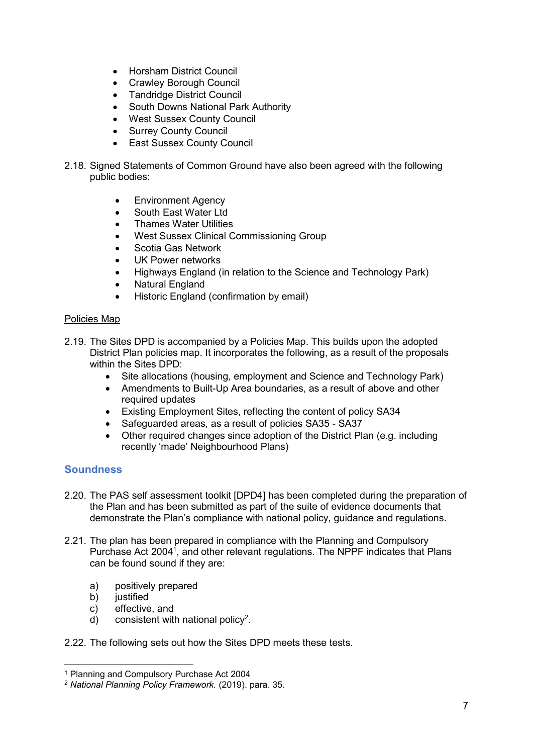- Horsham District Council
- Crawley Borough Council
- Tandridge District Council
- South Downs National Park Authority
- West Sussex County Council
- Surrey County Council
- East Sussex County Council

2.18. Signed Statements of Common Ground have also been agreed with the following public bodies:

- Environment Agency
- South East Water Ltd
- Thames Water Utilities
- West Sussex Clinical Commissioning Group
- Scotia Gas Network
- UK Power networks
- Highways England (in relation to the Science and Technology Park)
- Natural England
- Historic England (confirmation by email)

<u>Policies Map</u>

2.19. The Sites DPD is accompanied by a Policies Map. This builds upon the adopted District Plan policies map. It incorporates the following, as a result of the proposals within the Sites DPD:

- Site allocations (housing, employment and Science and Technology Park)
- Amendments to Built-Up Area boundaries, as a result of above and other required updates
- Existing Employment Sites, reflecting the content of policy SA34
- Safeguarded areas, as a result of policies SA35 - SA37
- Other required changes since adoption of the District Plan (e.g. including recently 'made' Neighbourhood Plans)

## Soundness

2.20. The PAS self assessment toolkit [DPD4] has been completed during the preparation of the Plan and has been submitted as part of the suite of evidence documents that demonstrate the Plan's compliance with national policy, guidance and regulations.

2.21. The plan has been prepared in compliance with the Planning and Compulsory Purchase Act 2004[1], and other relevant regulations. The NPPF indicates that Plans can be found sound if they are:

a) positively prepared
b) justified
c) effective, and
d) consistent with national policy[2].

2.22. The following sets out how the Sites DPD meets these tests.

---

[1] Planning and Compulsory Purchase Act 2004
[2] *National Planning Policy Framework.* (2019). para. 35.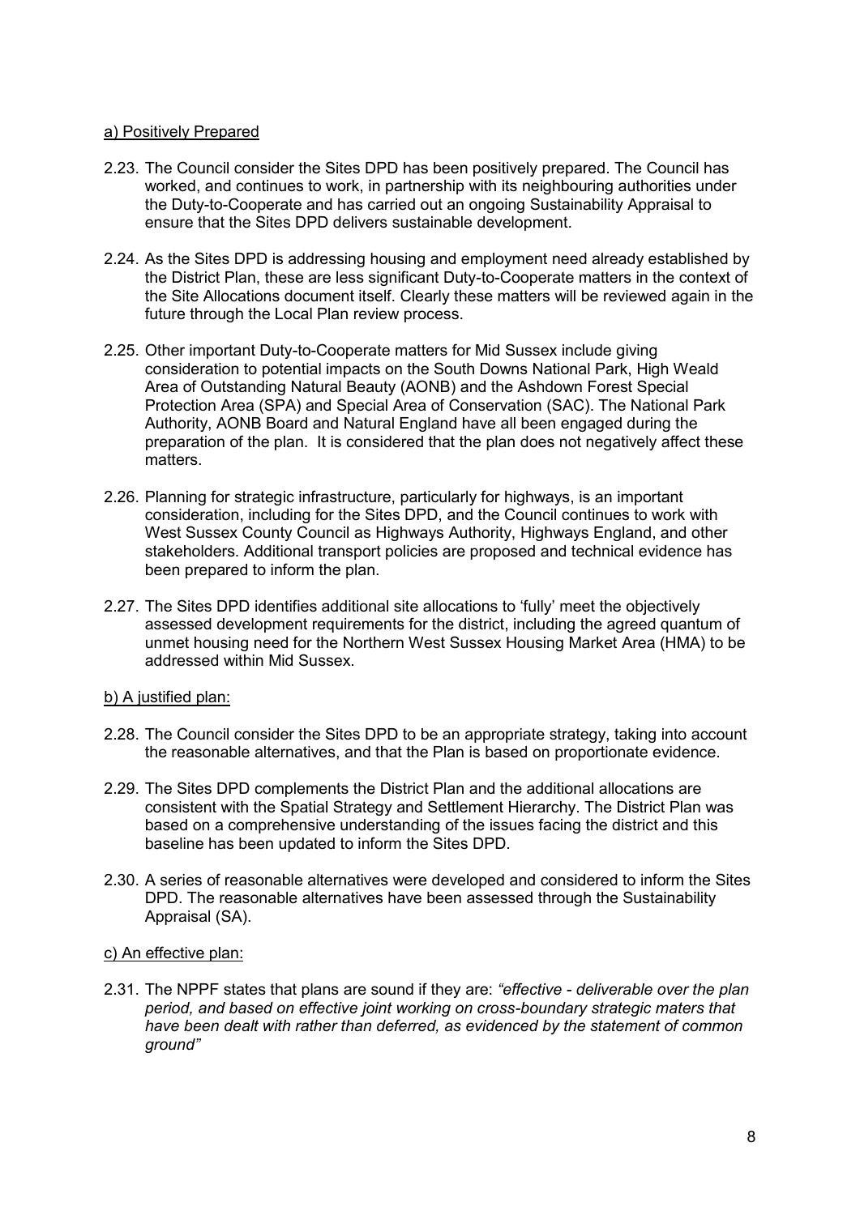a) Positively Prepared

2.23. The Council consider the Sites DPD has been positively prepared. The Council has worked, and continues to work, in partnership with its neighbouring authorities under the Duty-to-Cooperate and has carried out an ongoing Sustainability Appraisal to ensure that the Sites DPD delivers sustainable development.

2.24. As the Sites DPD is addressing housing and employment need already established by the District Plan, these are less significant Duty-to-Cooperate matters in the context of the Site Allocations document itself. Clearly these matters will be reviewed again in the future through the Local Plan review process.

2.25. Other important Duty-to-Cooperate matters for Mid Sussex include giving consideration to potential impacts on the South Downs National Park, High Weald Area of Outstanding Natural Beauty (AONB) and the Ashdown Forest Special Protection Area (SPA) and Special Area of Conservation (SAC). The National Park Authority, AONB Board and Natural England have all been engaged during the preparation of the plan. It is considered that the plan does not negatively affect these matters.

2.26. Planning for strategic infrastructure, particularly for highways, is an important consideration, including for the Sites DPD, and the Council continues to work with West Sussex County Council as Highways Authority, Highways England, and other stakeholders. Additional transport policies are proposed and technical evidence has been prepared to inform the plan.

2.27. The Sites DPD identifies additional site allocations to 'fully' meet the objectively assessed development requirements for the district, including the agreed quantum of unmet housing need for the Northern West Sussex Housing Market Area (HMA) to be addressed within Mid Sussex.

b) A justified plan:

2.28. The Council consider the Sites DPD to be an appropriate strategy, taking into account the reasonable alternatives, and that the Plan is based on proportionate evidence.

2.29. The Sites DPD complements the District Plan and the additional allocations are consistent with the Spatial Strategy and Settlement Hierarchy. The District Plan was based on a comprehensive understanding of the issues facing the district and this baseline has been updated to inform the Sites DPD.

2.30. A series of reasonable alternatives were developed and considered to inform the Sites DPD. The reasonable alternatives have been assessed through the Sustainability Appraisal (SA).

c) An effective plan:

2.31. The NPPF states that plans are sound if they are: *"effective - deliverable over the plan period, and based on effective joint working on cross-boundary strategic maters that have been dealt with rather than deferred, as evidenced by the statement of common ground"*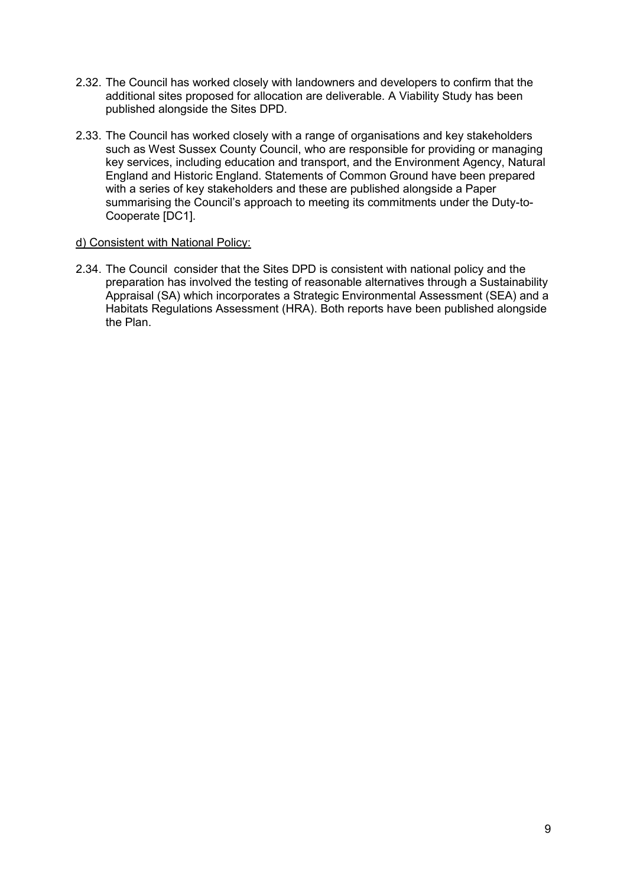2.32. The Council has worked closely with landowners and developers to confirm that the additional sites proposed for allocation are deliverable. A Viability Study has been published alongside the Sites DPD.

2.33. The Council has worked closely with a range of organisations and key stakeholders such as West Sussex County Council, who are responsible for providing or managing key services, including education and transport, and the Environment Agency, Natural England and Historic England. Statements of Common Ground have been prepared with a series of key stakeholders and these are published alongside a Paper summarising the Council's approach to meeting its commitments under the Duty-to-Cooperate [DC1].

<u>d) Consistent with National Policy:</u>

2.34. The Council consider that the Sites DPD is consistent with national policy and the preparation has involved the testing of reasonable alternatives through a Sustainability Appraisal (SA) which incorporates a Strategic Environmental Assessment (SEA) and a Habitats Regulations Assessment (HRA). Both reports have been published alongside the Plan.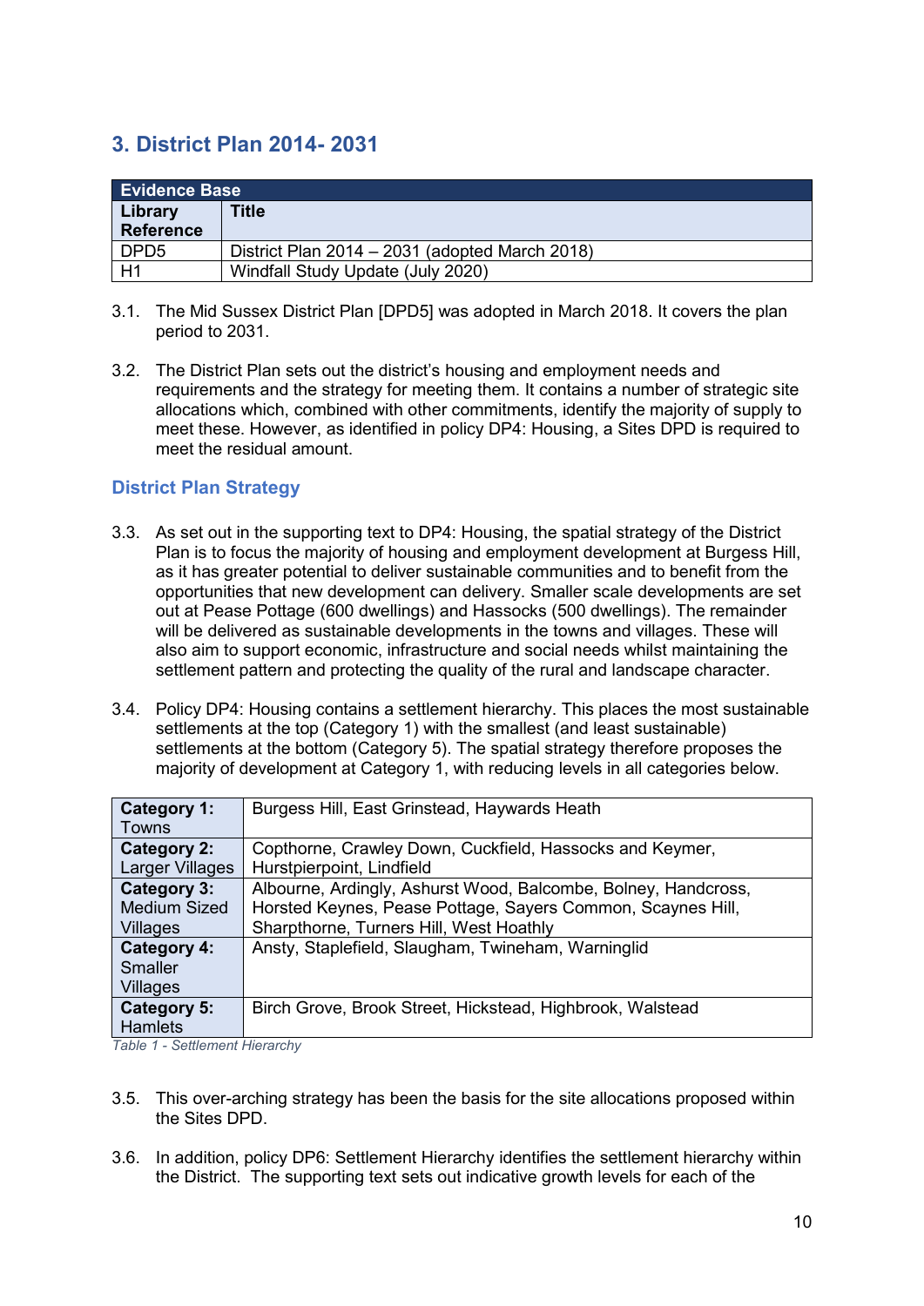## 3. District Plan 2014- 2031

| Evidence Base | |
|---|---|
| **Library Reference** | **Title** |
| DPD5 | District Plan 2014 – 2031 (adopted March 2018) |
| H1 | Windfall Study Update (July 2020) |

3.1. The Mid Sussex District Plan [DPD5] was adopted in March 2018. It covers the plan period to 2031.

3.2. The District Plan sets out the district's housing and employment needs and requirements and the strategy for meeting them. It contains a number of strategic site allocations which, combined with other commitments, identify the majority of supply to meet these. However, as identified in policy DP4: Housing, a Sites DPD is required to meet the residual amount.

### District Plan Strategy

3.3. As set out in the supporting text to DP4: Housing, the spatial strategy of the District Plan is to focus the majority of housing and employment development at Burgess Hill, as it has greater potential to deliver sustainable communities and to benefit from the opportunities that new development can delivery. Smaller scale developments are set out at Pease Pottage (600 dwellings) and Hassocks (500 dwellings). The remainder will be delivered as sustainable developments in the towns and villages. These will also aim to support economic, infrastructure and social needs whilst maintaining the settlement pattern and protecting the quality of the rural and landscape character.

3.4. Policy DP4: Housing contains a settlement hierarchy. This places the most sustainable settlements at the top (Category 1) with the smallest (and least sustainable) settlements at the bottom (Category 5). The spatial strategy therefore proposes the majority of development at Category 1, with reducing levels in all categories below.

| | |
|---|---|
| **Category 1:** Towns | Burgess Hill, East Grinstead, Haywards Heath |
| **Category 2:** Larger Villages | Copthorne, Crawley Down, Cuckfield, Hassocks and Keymer, Hurstpierpoint, Lindfield |
| **Category 3:** Medium Sized Villages | Albourne, Ardingly, Ashurst Wood, Balcombe, Bolney, Handcross, Horsted Keynes, Pease Pottage, Sayers Common, Scaynes Hill, Sharpthorne, Turners Hill, West Hoathly |
| **Category 4:** Smaller Villages | Ansty, Staplefield, Slaugham, Twineham, Warninglid |
| **Category 5:** Hamlets | Birch Grove, Brook Street, Hickstead, Highbrook, Walstead |

*Table 1 - Settlement Hierarchy*

3.5. This over-arching strategy has been the basis for the site allocations proposed within the Sites DPD.

3.6. In addition, policy DP6: Settlement Hierarchy identifies the settlement hierarchy within the District. The supporting text sets out indicative growth levels for each of the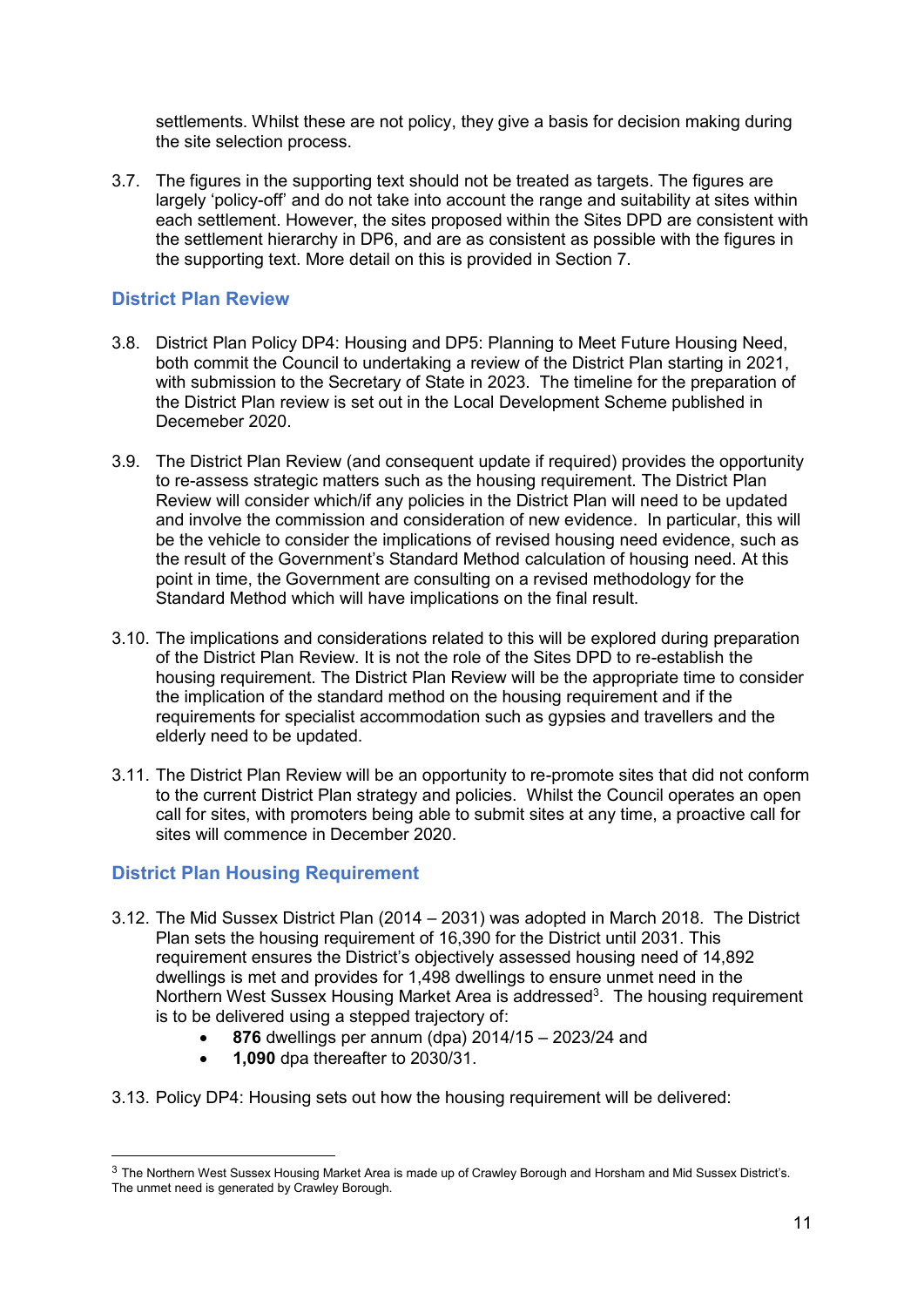settlements. Whilst these are not policy, they give a basis for decision making during the site selection process.

3.7. The figures in the supporting text should not be treated as targets. The figures are largely 'policy-off' and do not take into account the range and suitability at sites within each settlement. However, the sites proposed within the Sites DPD are consistent with the settlement hierarchy in DP6, and are as consistent as possible with the figures in the supporting text. More detail on this is provided in Section 7.

## District Plan Review

3.8. District Plan Policy DP4: Housing and DP5: Planning to Meet Future Housing Need, both commit the Council to undertaking a review of the District Plan starting in 2021, with submission to the Secretary of State in 2023. The timeline for the preparation of the District Plan review is set out in the Local Development Scheme published in Decemeber 2020.

3.9. The District Plan Review (and consequent update if required) provides the opportunity to re-assess strategic matters such as the housing requirement. The District Plan Review will consider which/if any policies in the District Plan will need to be updated and involve the commission and consideration of new evidence. In particular, this will be the vehicle to consider the implications of revised housing need evidence, such as the result of the Government's Standard Method calculation of housing need. At this point in time, the Government are consulting on a revised methodology for the Standard Method which will have implications on the final result.

3.10. The implications and considerations related to this will be explored during preparation of the District Plan Review. It is not the role of the Sites DPD to re-establish the housing requirement. The District Plan Review will be the appropriate time to consider the implication of the standard method on the housing requirement and if the requirements for specialist accommodation such as gypsies and travellers and the elderly need to be updated.

3.11. The District Plan Review will be an opportunity to re-promote sites that did not conform to the current District Plan strategy and policies. Whilst the Council operates an open call for sites, with promoters being able to submit sites at any time, a proactive call for sites will commence in December 2020.

## District Plan Housing Requirement

3.12. The Mid Sussex District Plan (2014 – 2031) was adopted in March 2018. The District Plan sets the housing requirement of 16,390 for the District until 2031. This requirement ensures the District's objectively assessed housing need of 14,892 dwellings is met and provides for 1,498 dwellings to ensure unmet need in the Northern West Sussex Housing Market Area is addressed[3]. The housing requirement is to be delivered using a stepped trajectory of:

- **876** dwellings per annum (dpa) 2014/15 – 2023/24 and
- **1,090** dpa thereafter to 2030/31.

3.13. Policy DP4: Housing sets out how the housing requirement will be delivered:

[3] The Northern West Sussex Housing Market Area is made up of Crawley Borough and Horsham and Mid Sussex District's. The unmet need is generated by Crawley Borough.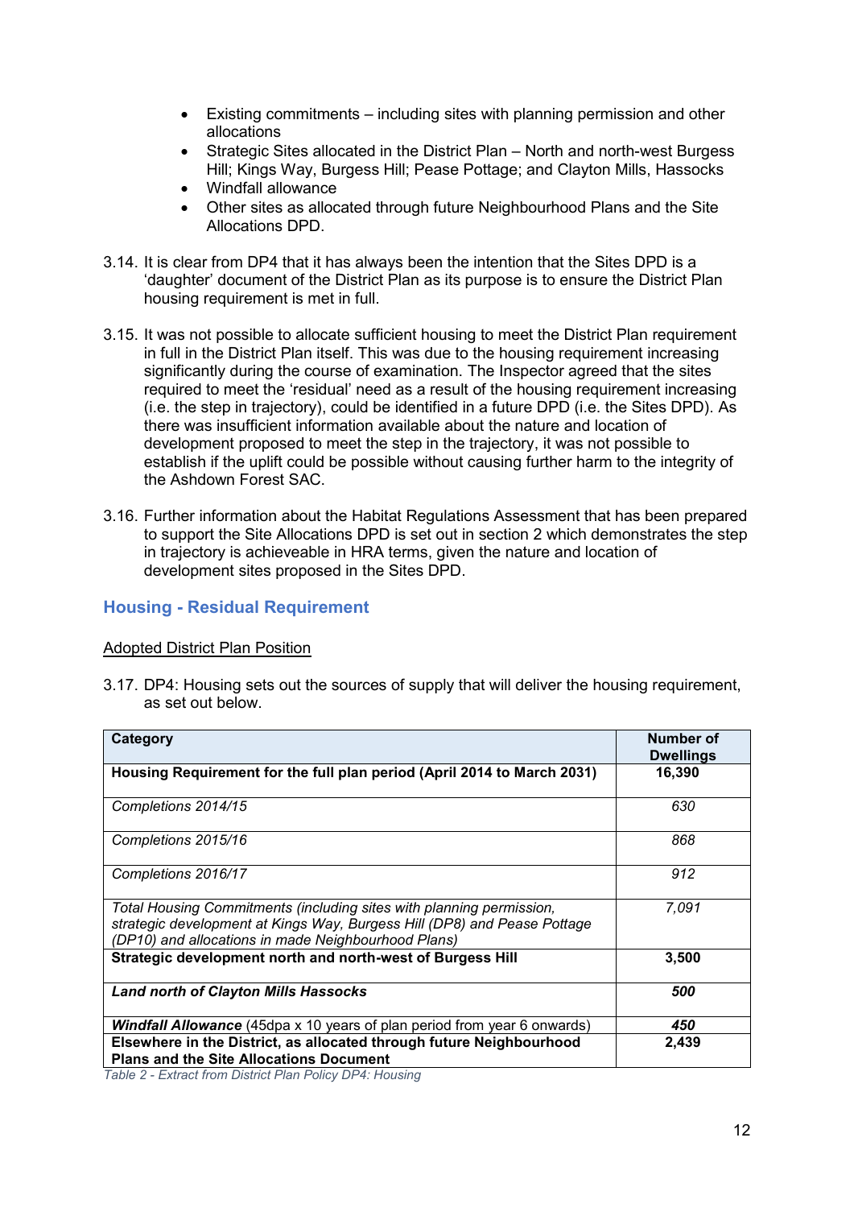- Existing commitments – including sites with planning permission and other allocations
- Strategic Sites allocated in the District Plan – North and north-west Burgess Hill; Kings Way, Burgess Hill; Pease Pottage; and Clayton Mills, Hassocks
- Windfall allowance
- Other sites as allocated through future Neighbourhood Plans and the Site Allocations DPD.

3.14. It is clear from DP4 that it has always been the intention that the Sites DPD is a 'daughter' document of the District Plan as its purpose is to ensure the District Plan housing requirement is met in full.

3.15. It was not possible to allocate sufficient housing to meet the District Plan requirement in full in the District Plan itself. This was due to the housing requirement increasing significantly during the course of examination. The Inspector agreed that the sites required to meet the 'residual' need as a result of the housing requirement increasing (i.e. the step in trajectory), could be identified in a future DPD (i.e. the Sites DPD). As there was insufficient information available about the nature and location of development proposed to meet the step in the trajectory, it was not possible to establish if the uplift could be possible without causing further harm to the integrity of the Ashdown Forest SAC.

3.16. Further information about the Habitat Regulations Assessment that has been prepared to support the Site Allocations DPD is set out in section 2 which demonstrates the step in trajectory is achieveable in HRA terms, given the nature and location of development sites proposed in the Sites DPD.

## Housing - Residual Requirement

Adopted District Plan Position

3.17. DP4: Housing sets out the sources of supply that will deliver the housing requirement, as set out below.

| Category | Number of Dwellings |
|---|---|
| **Housing Requirement for the full plan period (April 2014 to March 2031)** | **16,390** |
| *Completions 2014/15* | *630* |
| *Completions 2015/16* | *868* |
| *Completions 2016/17* | *912* |
| *Total Housing Commitments (including sites with planning permission, strategic development at Kings Way, Burgess Hill (DP8) and Pease Pottage (DP10) and allocations in made Neighbourhood Plans)* | *7,091* |
| **Strategic development north and north-west of Burgess Hill** | **3,500** |
| ***Land north of Clayton Mills Hassocks*** | ***500*** |
| ***Windfall Allowance*** *(45dpa x 10 years of plan period from year 6 onwards)* | ***450*** |
| **Elsewhere in the District, as allocated through future Neighbourhood Plans and the Site Allocations Document** | **2,439** |

*Table 2 - Extract from District Plan Policy DP4: Housing*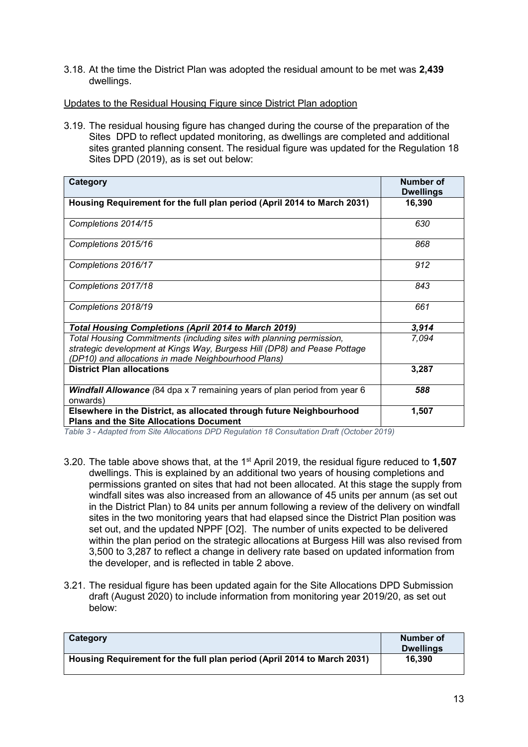3.18. At the time the District Plan was adopted the residual amount to be met was **2,439** dwellings.

Updates to the Residual Housing Figure since District Plan adoption

3.19. The residual housing figure has changed during the course of the preparation of the Sites DPD to reflect updated monitoring, as dwellings are completed and additional sites granted planning consent. The residual figure was updated for the Regulation 18 Sites DPD (2019), as is set out below:

| Category | Number of Dwellings |
|---|---|
| **Housing Requirement for the full plan period (April 2014 to March 2031)** | **16,390** |
| *Completions 2014/15* | *630* |
| *Completions 2015/16* | *868* |
| *Completions 2016/17* | *912* |
| *Completions 2017/18* | *843* |
| *Completions 2018/19* | *661* |
| ***Total Housing Completions (April 2014 to March 2019)*** | ***3,914*** |
| *Total Housing Commitments (including sites with planning permission, strategic development at Kings Way, Burgess Hill (DP8) and Pease Pottage (DP10) and allocations in made Neighbourhood Plans)* | *7,094* |
| **District Plan allocations** | **3,287** |
| ***Windfall Allowance*** *(84 dpa x 7 remaining years of plan period from year 6 onwards)* | ***588*** |
| **Elsewhere in the District, as allocated through future Neighbourhood Plans and the Site Allocations Document** | **1,507** |

*Table 3 - Adapted from Site Allocations DPD Regulation 18 Consultation Draft (October 2019)*

3.20. The table above shows that, at the 1st April 2019, the residual figure reduced to **1,507** dwellings. This is explained by an additional two years of housing completions and permissions granted on sites that had not been allocated. At this stage the supply from windfall sites was also increased from an allowance of 45 units per annum (as set out in the District Plan) to 84 units per annum following a review of the delivery on windfall sites in the two monitoring years that had elapsed since the District Plan position was set out, and the updated NPPF [O2]. The number of units expected to be delivered within the plan period on the strategic allocations at Burgess Hill was also revised from 3,500 to 3,287 to reflect a change in delivery rate based on updated information from the developer, and is reflected in table 2 above.

3.21. The residual figure has been updated again for the Site Allocations DPD Submission draft (August 2020) to include information from monitoring year 2019/20, as set out below:

| Category | Number of Dwellings |
|---|---|
| **Housing Requirement for the full plan period (April 2014 to March 2031)** | **16,390** |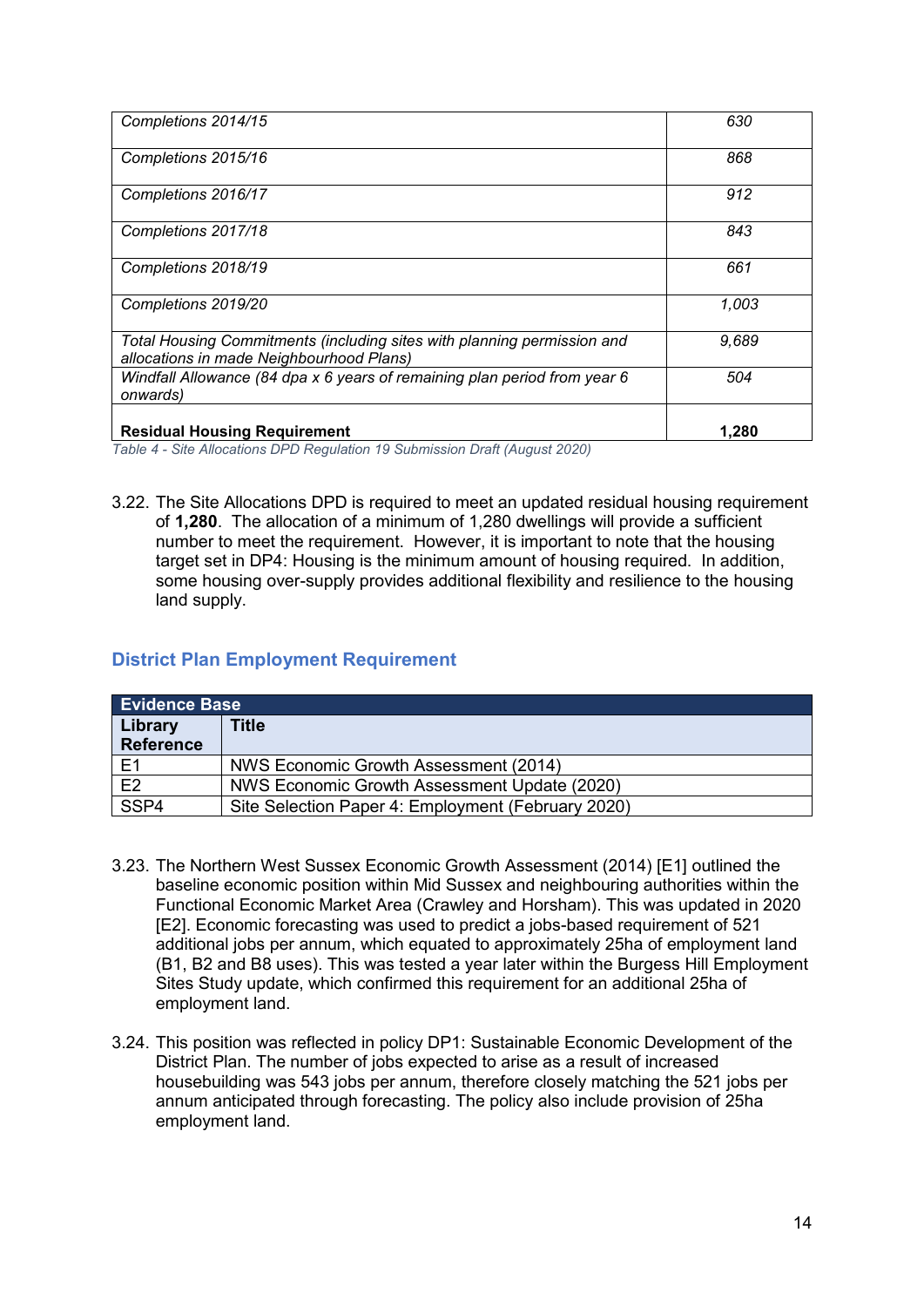| | |
|---|---|
| *Completions 2014/15* | *630* |
| *Completions 2015/16* | *868* |
| *Completions 2016/17* | *912* |
| *Completions 2017/18* | *843* |
| *Completions 2018/19* | *661* |
| *Completions 2019/20* | *1,003* |
| *Total Housing Commitments (including sites with planning permission and allocations in made Neighbourhood Plans)* | *9,689* |
| *Windfall Allowance (84 dpa x 6 years of remaining plan period from year 6 onwards)* | *504* |
| **Residual Housing Requirement** | **1,280** |

*Table 4 - Site Allocations DPD Regulation 19 Submission Draft (August 2020)*

3.22. The Site Allocations DPD is required to meet an updated residual housing requirement of **1,280**. The allocation of a minimum of 1,280 dwellings will provide a sufficient number to meet the requirement. However, it is important to note that the housing target set in DP4: Housing is the minimum amount of housing required. In addition, some housing over-supply provides additional flexibility and resilience to the housing land supply.

## District Plan Employment Requirement

| **Evidence Base** | |
|---|---|
| **Library Reference** | **Title** |
| E1 | NWS Economic Growth Assessment (2014) |
| E2 | NWS Economic Growth Assessment Update (2020) |
| SSP4 | Site Selection Paper 4: Employment (February 2020) |

3.23. The Northern West Sussex Economic Growth Assessment (2014) [E1] outlined the baseline economic position within Mid Sussex and neighbouring authorities within the Functional Economic Market Area (Crawley and Horsham). This was updated in 2020 [E2]. Economic forecasting was used to predict a jobs-based requirement of 521 additional jobs per annum, which equated to approximately 25ha of employment land (B1, B2 and B8 uses). This was tested a year later within the Burgess Hill Employment Sites Study update, which confirmed this requirement for an additional 25ha of employment land.

3.24. This position was reflected in policy DP1: Sustainable Economic Development of the District Plan. The number of jobs expected to arise as a result of increased housebuilding was 543 jobs per annum, therefore closely matching the 521 jobs per annum anticipated through forecasting. The policy also include provision of 25ha employment land.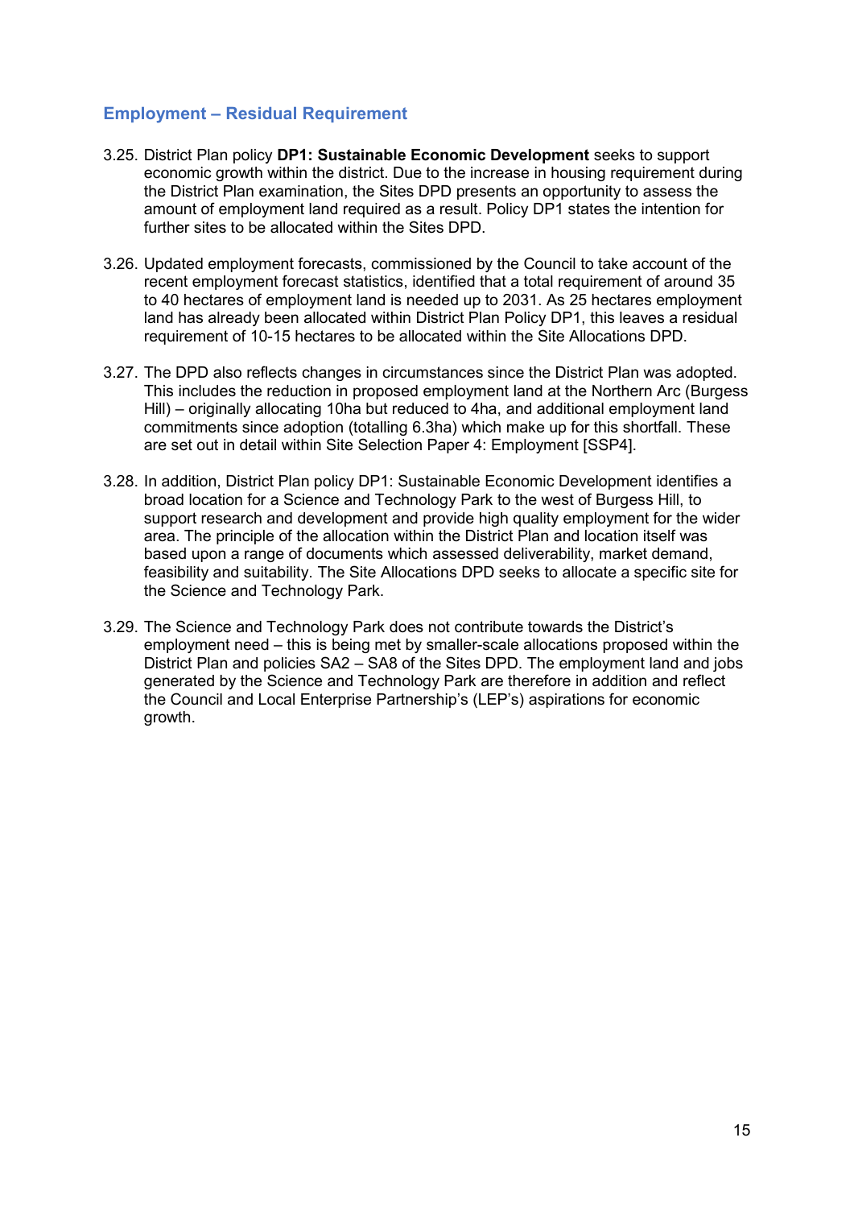## Employment – Residual Requirement

3.25. District Plan policy **DP1: Sustainable Economic Development** seeks to support economic growth within the district. Due to the increase in housing requirement during the District Plan examination, the Sites DPD presents an opportunity to assess the amount of employment land required as a result. Policy DP1 states the intention for further sites to be allocated within the Sites DPD.

3.26. Updated employment forecasts, commissioned by the Council to take account of the recent employment forecast statistics, identified that a total requirement of around 35 to 40 hectares of employment land is needed up to 2031. As 25 hectares employment land has already been allocated within District Plan Policy DP1, this leaves a residual requirement of 10-15 hectares to be allocated within the Site Allocations DPD.

3.27. The DPD also reflects changes in circumstances since the District Plan was adopted. This includes the reduction in proposed employment land at the Northern Arc (Burgess Hill) – originally allocating 10ha but reduced to 4ha, and additional employment land commitments since adoption (totalling 6.3ha) which make up for this shortfall. These are set out in detail within Site Selection Paper 4: Employment [SSP4].

3.28. In addition, District Plan policy DP1: Sustainable Economic Development identifies a broad location for a Science and Technology Park to the west of Burgess Hill, to support research and development and provide high quality employment for the wider area. The principle of the allocation within the District Plan and location itself was based upon a range of documents which assessed deliverability, market demand, feasibility and suitability. The Site Allocations DPD seeks to allocate a specific site for the Science and Technology Park.

3.29. The Science and Technology Park does not contribute towards the District's employment need – this is being met by smaller-scale allocations proposed within the District Plan and policies SA2 – SA8 of the Sites DPD. The employment land and jobs generated by the Science and Technology Park are therefore in addition and reflect the Council and Local Enterprise Partnership's (LEP's) aspirations for economic growth.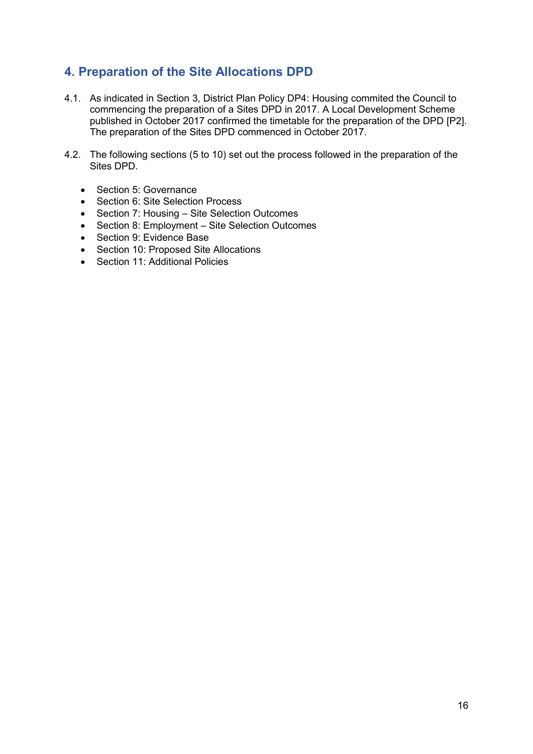## 4. Preparation of the Site Allocations DPD

4.1. As indicated in Section 3, District Plan Policy DP4: Housing commited the Council to commencing the preparation of a Sites DPD in 2017. A Local Development Scheme published in October 2017 confirmed the timetable for the preparation of the DPD [P2]. The preparation of the Sites DPD commenced in October 2017.

4.2. The following sections (5 to 10) set out the process followed in the preparation of the Sites DPD.

- Section 5: Governance
- Section 6: Site Selection Process
- Section 7: Housing – Site Selection Outcomes
- Section 8: Employment – Site Selection Outcomes
- Section 9: Evidence Base
- Section 10: Proposed Site Allocations
- Section 11: Additional Policies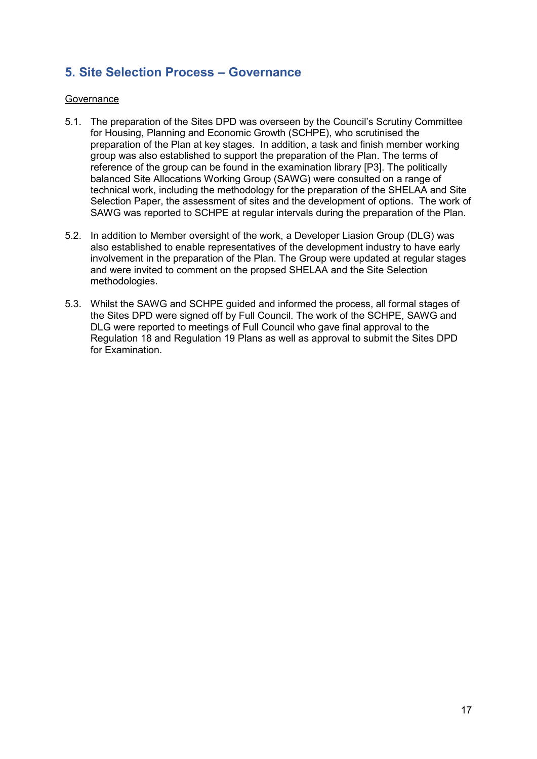## 5. Site Selection Process – Governance

<u>Governance</u>

5.1. The preparation of the Sites DPD was overseen by the Council's Scrutiny Committee for Housing, Planning and Economic Growth (SCHPE), who scrutinised the preparation of the Plan at key stages. In addition, a task and finish member working group was also established to support the preparation of the Plan. The terms of reference of the group can be found in the examination library [P3]. The politically balanced Site Allocations Working Group (SAWG) were consulted on a range of technical work, including the methodology for the preparation of the SHELAA and Site Selection Paper, the assessment of sites and the development of options. The work of SAWG was reported to SCHPE at regular intervals during the preparation of the Plan.

5.2. In addition to Member oversight of the work, a Developer Liasion Group (DLG) was also established to enable representatives of the development industry to have early involvement in the preparation of the Plan. The Group were updated at regular stages and were invited to comment on the propsed SHELAA and the Site Selection methodologies.

5.3. Whilst the SAWG and SCHPE guided and informed the process, all formal stages of the Sites DPD were signed off by Full Council. The work of the SCHPE, SAWG and DLG were reported to meetings of Full Council who gave final approval to the Regulation 18 and Regulation 19 Plans as well as approval to submit the Sites DPD for Examination.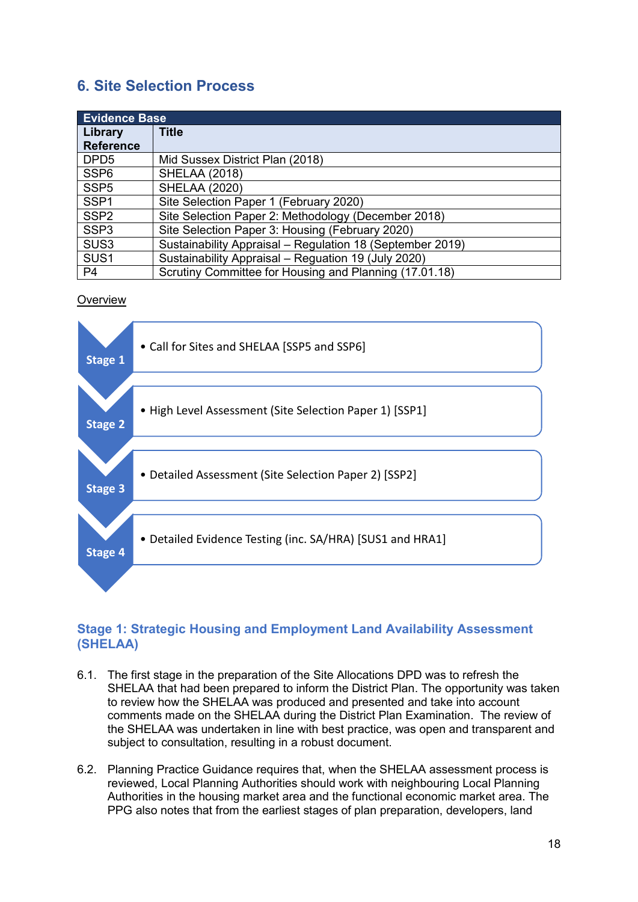## 6. Site Selection Process

| Evidence Base | |
|---|---|
| **Library Reference** | **Title** |
| DPD5 | Mid Sussex District Plan (2018) |
| SSP6 | SHELAA (2018) |
| SSP5 | SHELAA (2020) |
| SSP1 | Site Selection Paper 1 (February 2020) |
| SSP2 | Site Selection Paper 2: Methodology (December 2018) |
| SSP3 | Site Selection Paper 3: Housing (February 2020) |
| SUS3 | Sustainability Appraisal – Regulation 18 (September 2019) |
| SUS1 | Sustainability Appraisal – Reguation 19 (July 2020) |
| P4 | Scrutiny Committee for Housing and Planning (17.01.18) |

<u>Overview</u>

- **Stage 1**
  - Call for Sites and SHELAA [SSP5 and SSP6]
- **Stage 2**
  - High Level Assessment (Site Selection Paper 1) [SSP1]
- **Stage 3**
  - Detailed Assessment (Site Selection Paper 2) [SSP2]
- **Stage 4**
  - Detailed Evidence Testing (inc. SA/HRA) [SUS1 and HRA1]

### Stage 1: Strategic Housing and Employment Land Availability Assessment (SHELAA)

6.1. The first stage in the preparation of the Site Allocations DPD was to refresh the SHELAA that had been prepared to inform the District Plan. The opportunity was taken to review how the SHELAA was produced and presented and take into account comments made on the SHELAA during the District Plan Examination. The review of the SHELAA was undertaken in line with best practice, was open and transparent and subject to consultation, resulting in a robust document.

6.2. Planning Practice Guidance requires that, when the SHELAA assessment process is reviewed, Local Planning Authorities should work with neighbouring Local Planning Authorities in the housing market area and the functional economic market area. The PPG also notes that from the earliest stages of plan preparation, developers, land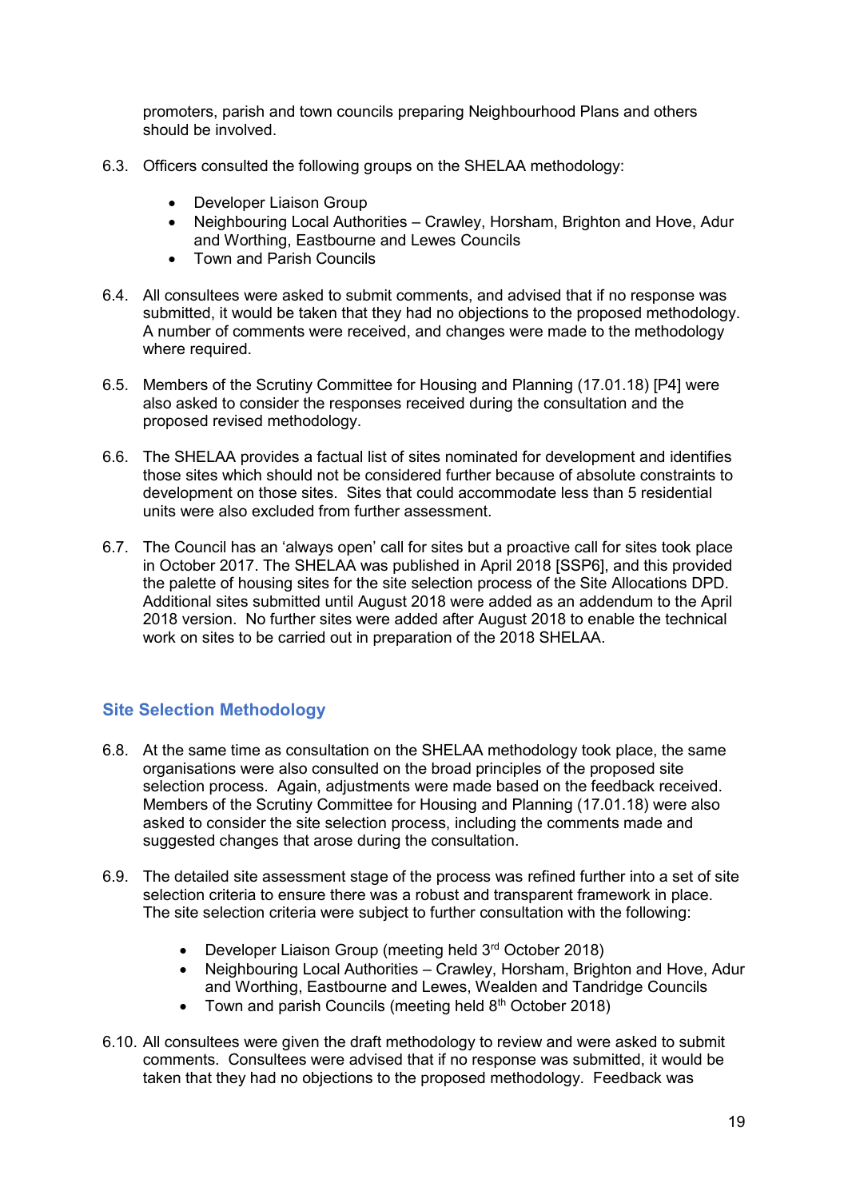promoters, parish and town councils preparing Neighbourhood Plans and others should be involved.

6.3. Officers consulted the following groups on the SHELAA methodology:

- Developer Liaison Group
- Neighbouring Local Authorities – Crawley, Horsham, Brighton and Hove, Adur and Worthing, Eastbourne and Lewes Councils
- Town and Parish Councils

6.4. All consultees were asked to submit comments, and advised that if no response was submitted, it would be taken that they had no objections to the proposed methodology. A number of comments were received, and changes were made to the methodology where required.

6.5. Members of the Scrutiny Committee for Housing and Planning (17.01.18) [P4] were also asked to consider the responses received during the consultation and the proposed revised methodology.

6.6. The SHELAA provides a factual list of sites nominated for development and identifies those sites which should not be considered further because of absolute constraints to development on those sites. Sites that could accommodate less than 5 residential units were also excluded from further assessment.

6.7. The Council has an 'always open' call for sites but a proactive call for sites took place in October 2017. The SHELAA was published in April 2018 [SSP6], and this provided the palette of housing sites for the site selection process of the Site Allocations DPD. Additional sites submitted until August 2018 were added as an addendum to the April 2018 version. No further sites were added after August 2018 to enable the technical work on sites to be carried out in preparation of the 2018 SHELAA.

## Site Selection Methodology

6.8. At the same time as consultation on the SHELAA methodology took place, the same organisations were also consulted on the broad principles of the proposed site selection process. Again, adjustments were made based on the feedback received. Members of the Scrutiny Committee for Housing and Planning (17.01.18) were also asked to consider the site selection process, including the comments made and suggested changes that arose during the consultation.

6.9. The detailed site assessment stage of the process was refined further into a set of site selection criteria to ensure there was a robust and transparent framework in place. The site selection criteria were subject to further consultation with the following:

- Developer Liaison Group (meeting held 3rd October 2018)
- Neighbouring Local Authorities – Crawley, Horsham, Brighton and Hove, Adur and Worthing, Eastbourne and Lewes, Wealden and Tandridge Councils
- Town and parish Councils (meeting held 8th October 2018)

6.10. All consultees were given the draft methodology to review and were asked to submit comments. Consultees were advised that if no response was submitted, it would be taken that they had no objections to the proposed methodology. Feedback was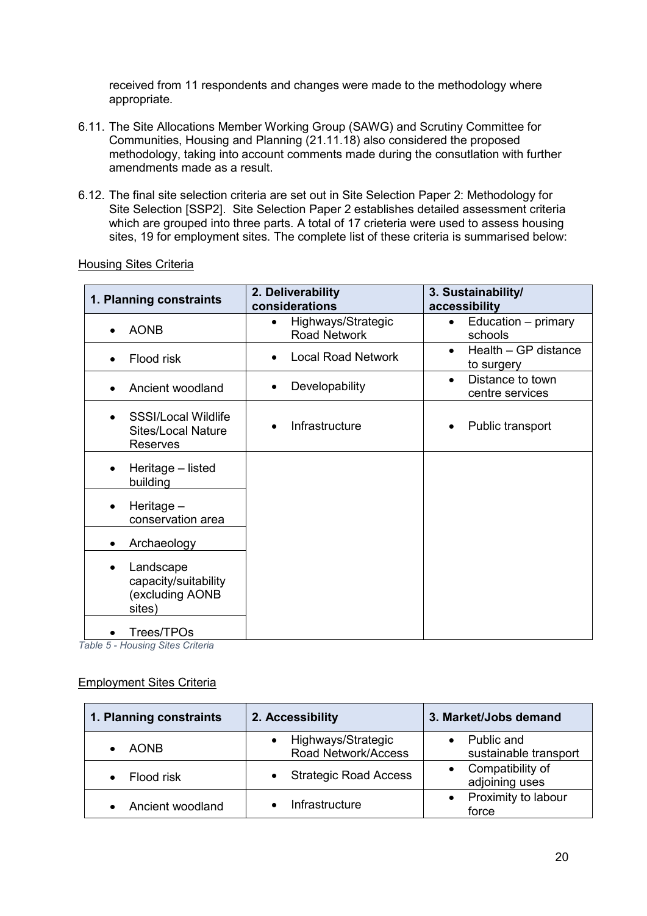received from 11 respondents and changes were made to the methodology where appropriate.

6.11. The Site Allocations Member Working Group (SAWG) and Scrutiny Committee for Communities, Housing and Planning (21.11.18) also considered the proposed methodology, taking into account comments made during the consutlation with further amendments made as a result.

6.12. The final site selection criteria are set out in Site Selection Paper 2: Methodology for Site Selection [SSP2]. Site Selection Paper 2 establishes detailed assessment criteria which are grouped into three parts. A total of 17 crieteria were used to assess housing sites, 19 for employment sites. The complete list of these criteria is summarised below:

Housing Sites Criteria

| 1. Planning constraints | 2. Deliverability considerations | 3. Sustainability/ accessibility |
|---|---|---|
| • AONB | • Highways/Strategic Road Network | • Education – primary schools |
| • Flood risk | • Local Road Network | • Health – GP distance to surgery |
| • Ancient woodland | • Developability | • Distance to town centre services |
| • SSSI/Local Wildlife Sites/Local Nature Reserves | • Infrastructure | • Public transport |
| • Heritage – listed building | | |
| • Heritage – conservation area | | |
| • Archaeology | | |
| • Landscape capacity/suitability (excluding AONB sites) | | |
| • Trees/TPOs | | |

*Table 5 - Housing Sites Criteria*

Employment Sites Criteria

| 1. Planning constraints | 2. Accessibility | 3. Market/Jobs demand |
|---|---|---|
| • AONB | • Highways/Strategic Road Network/Access | • Public and sustainable transport |
| • Flood risk | • Strategic Road Access | • Compatibility of adjoining uses |
| • Ancient woodland | • Infrastructure | • Proximity to labour force |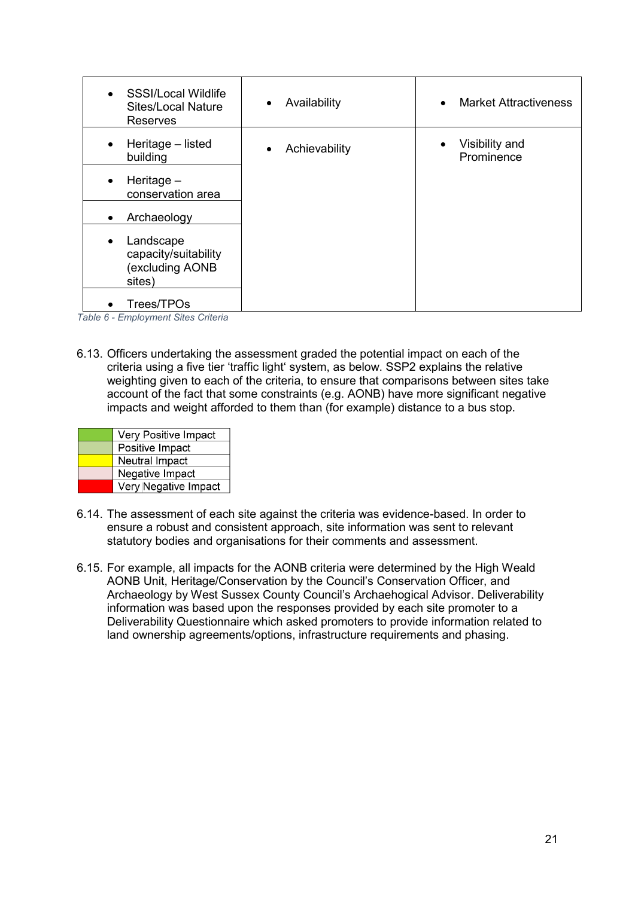| | | |
|---|---|---|
| • SSSI/Local Wildlife Sites/Local Nature Reserves | • Availability | • Market Attractiveness |
| • Heritage – listed building | • Achievability | • Visibility and Prominence |
| • Heritage – conservation area | | |
| • Archaeology | | |
| • Landscape capacity/suitability (excluding AONB sites) | | |
| • Trees/TPOs | | |

*Table 6 - Employment Sites Criteria*

6.13. Officers undertaking the assessment graded the potential impact on each of the criteria using a five tier 'traffic light' system, as below. SSP2 explains the relative weighting given to each of the criteria, to ensure that comparisons between sites take account of the fact that some constraints (e.g. AONB) have more significant negative impacts and weight afforded to them than (for example) distance to a bus stop.

| Colour | Impact |
|---|---|
| (Dark green) | Very Positive Impact |
| (Light green) | Positive Impact |
| (Yellow) | Neutral Impact |
| (Light pink) | Negative Impact |
| (Red) | Very Negative Impact |

6.14. The assessment of each site against the criteria was evidence-based. In order to ensure a robust and consistent approach, site information was sent to relevant statutory bodies and organisations for their comments and assessment.

6.15. For example, all impacts for the AONB criteria were determined by the High Weald AONB Unit, Heritage/Conservation by the Council's Conservation Officer, and Archaeology by West Sussex County Council's Archaehogical Advisor. Deliverability information was based upon the responses provided by each site promoter to a Deliverability Questionnaire which asked promoters to provide information related to land ownership agreements/options, infrastructure requirements and phasing.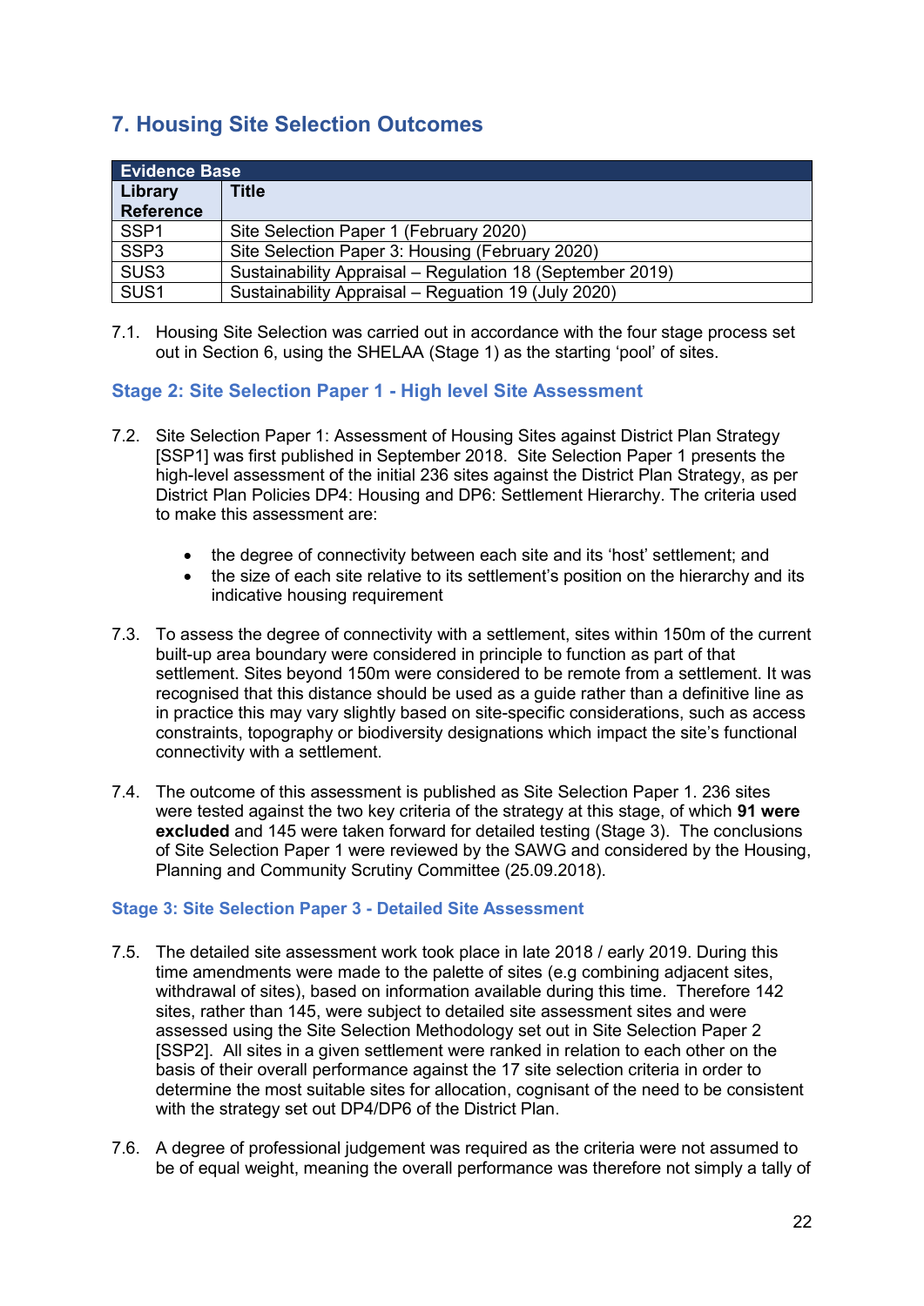## 7. Housing Site Selection Outcomes

| Evidence Base | |
|---|---|
| **Library Reference** | **Title** |
| SSP1 | Site Selection Paper 1 (February 2020) |
| SSP3 | Site Selection Paper 3: Housing (February 2020) |
| SUS3 | Sustainability Appraisal – Regulation 18 (September 2019) |
| SUS1 | Sustainability Appraisal – Reguation 19 (July 2020) |

7.1. Housing Site Selection was carried out in accordance with the four stage process set out in Section 6, using the SHELAA (Stage 1) as the starting 'pool' of sites.

### Stage 2: Site Selection Paper 1 - High level Site Assessment

7.2. Site Selection Paper 1: Assessment of Housing Sites against District Plan Strategy [SSP1] was first published in September 2018. Site Selection Paper 1 presents the high-level assessment of the initial 236 sites against the District Plan Strategy, as per District Plan Policies DP4: Housing and DP6: Settlement Hierarchy. The criteria used to make this assessment are:

- the degree of connectivity between each site and its 'host' settlement; and
- the size of each site relative to its settlement's position on the hierarchy and its indicative housing requirement

7.3. To assess the degree of connectivity with a settlement, sites within 150m of the current built-up area boundary were considered in principle to function as part of that settlement. Sites beyond 150m were considered to be remote from a settlement. It was recognised that this distance should be used as a guide rather than a definitive line as in practice this may vary slightly based on site-specific considerations, such as access constraints, topography or biodiversity designations which impact the site's functional connectivity with a settlement.

7.4. The outcome of this assessment is published as Site Selection Paper 1. 236 sites were tested against the two key criteria of the strategy at this stage, of which **91 were excluded** and 145 were taken forward for detailed testing (Stage 3). The conclusions of Site Selection Paper 1 were reviewed by the SAWG and considered by the Housing, Planning and Community Scrutiny Committee (25.09.2018).

### Stage 3: Site Selection Paper 3 - Detailed Site Assessment

7.5. The detailed site assessment work took place in late 2018 / early 2019. During this time amendments were made to the palette of sites (e.g combining adjacent sites, withdrawal of sites), based on information available during this time. Therefore 142 sites, rather than 145, were subject to detailed site assessment sites and were assessed using the Site Selection Methodology set out in Site Selection Paper 2 [SSP2]. All sites in a given settlement were ranked in relation to each other on the basis of their overall performance against the 17 site selection criteria in order to determine the most suitable sites for allocation, cognisant of the need to be consistent with the strategy set out DP4/DP6 of the District Plan.

7.6. A degree of professional judgement was required as the criteria were not assumed to be of equal weight, meaning the overall performance was therefore not simply a tally of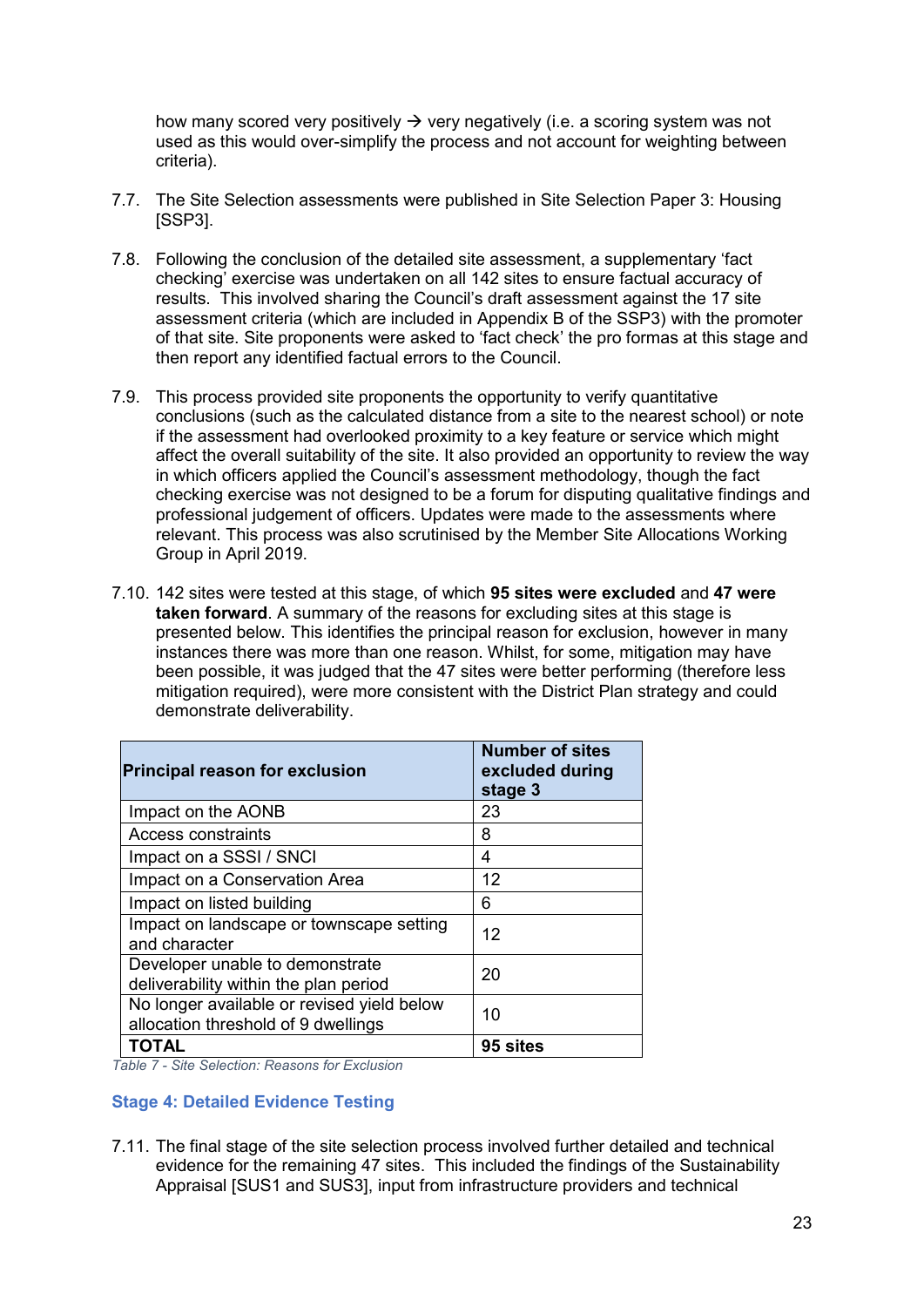how many scored very positively → very negatively (i.e. a scoring system was not used as this would over-simplify the process and not account for weighting between criteria).

7.7. The Site Selection assessments were published in Site Selection Paper 3: Housing [SSP3].

7.8. Following the conclusion of the detailed site assessment, a supplementary 'fact checking' exercise was undertaken on all 142 sites to ensure factual accuracy of results. This involved sharing the Council's draft assessment against the 17 site assessment criteria (which are included in Appendix B of the SSP3) with the promoter of that site. Site proponents were asked to 'fact check' the pro formas at this stage and then report any identified factual errors to the Council.

7.9. This process provided site proponents the opportunity to verify quantitative conclusions (such as the calculated distance from a site to the nearest school) or note if the assessment had overlooked proximity to a key feature or service which might affect the overall suitability of the site. It also provided an opportunity to review the way in which officers applied the Council's assessment methodology, though the fact checking exercise was not designed to be a forum for disputing qualitative findings and professional judgement of officers. Updates were made to the assessments where relevant. This process was also scrutinised by the Member Site Allocations Working Group in April 2019.

7.10. 142 sites were tested at this stage, of which **95 sites were excluded** and **47 were taken forward**. A summary of the reasons for excluding sites at this stage is presented below. This identifies the principal reason for exclusion, however in many instances there was more than one reason. Whilst, for some, mitigation may have been possible, it was judged that the 47 sites were better performing (therefore less mitigation required), were more consistent with the District Plan strategy and could demonstrate deliverability.

| Principal reason for exclusion | Number of sites excluded during stage 3 |
|---|---|
| Impact on the AONB | 23 |
| Access constraints | 8 |
| Impact on a SSSI / SNCI | 4 |
| Impact on a Conservation Area | 12 |
| Impact on listed building | 6 |
| Impact on landscape or townscape setting and character | 12 |
| Developer unable to demonstrate deliverability within the plan period | 20 |
| No longer available or revised yield below allocation threshold of 9 dwellings | 10 |
| **TOTAL** | **95 sites** |

*Table 7 - Site Selection: Reasons for Exclusion*

### Stage 4: Detailed Evidence Testing

7.11. The final stage of the site selection process involved further detailed and technical evidence for the remaining 47 sites. This included the findings of the Sustainability Appraisal [SUS1 and SUS3], input from infrastructure providers and technical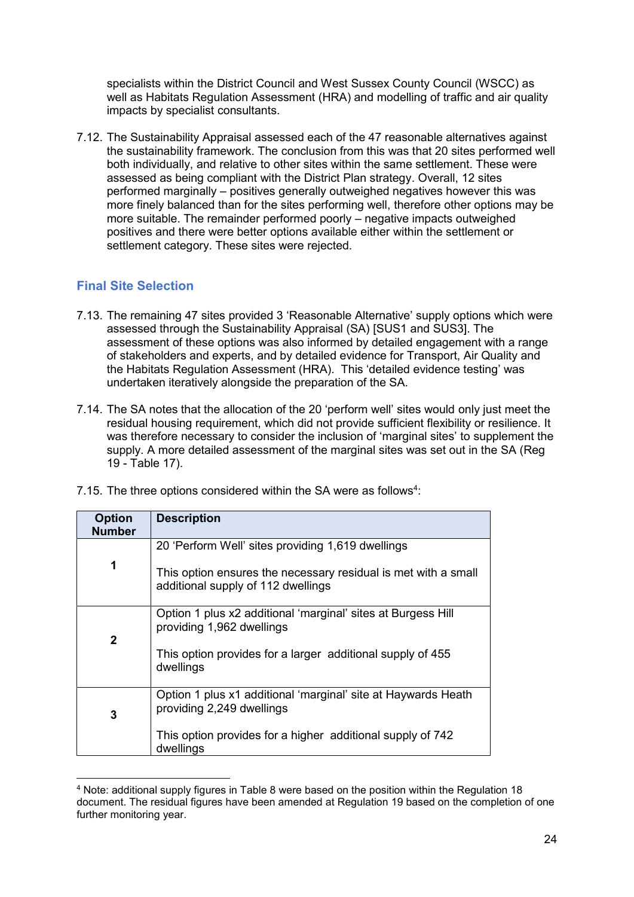specialists within the District Council and West Sussex County Council (WSCC) as well as Habitats Regulation Assessment (HRA) and modelling of traffic and air quality impacts by specialist consultants.

7.12. The Sustainability Appraisal assessed each of the 47 reasonable alternatives against the sustainability framework. The conclusion from this was that 20 sites performed well both individually, and relative to other sites within the same settlement. These were assessed as being compliant with the District Plan strategy. Overall, 12 sites performed marginally – positives generally outweighed negatives however this was more finely balanced than for the sites performing well, therefore other options may be more suitable. The remainder performed poorly – negative impacts outweighed positives and there were better options available either within the settlement or settlement category. These sites were rejected.

## Final Site Selection

7.13. The remaining 47 sites provided 3 'Reasonable Alternative' supply options which were assessed through the Sustainability Appraisal (SA) [SUS1 and SUS3]. The assessment of these options was also informed by detailed engagement with a range of stakeholders and experts, and by detailed evidence for Transport, Air Quality and the Habitats Regulation Assessment (HRA). This 'detailed evidence testing' was undertaken iteratively alongside the preparation of the SA.

7.14. The SA notes that the allocation of the 20 'perform well' sites would only just meet the residual housing requirement, which did not provide sufficient flexibility or resilience. It was therefore necessary to consider the inclusion of 'marginal sites' to supplement the supply. A more detailed assessment of the marginal sites was set out in the SA (Reg 19 - Table 17).

7.15. The three options considered within the SA were as follows[4]:

| Option Number | Description |
|---|---|
| 1 | 20 'Perform Well' sites providing 1,619 dwellings<br><br>This option ensures the necessary residual is met with a small additional supply of 112 dwellings |
| 2 | Option 1 plus x2 additional 'marginal' sites at Burgess Hill providing 1,962 dwellings<br><br>This option provides for a larger additional supply of 455 dwellings |
| 3 | Option 1 plus x1 additional 'marginal' site at Haywards Heath providing 2,249 dwellings<br><br>This option provides for a higher additional supply of 742 dwellings |

[4] Note: additional supply figures in Table 8 were based on the position within the Regulation 18 document. The residual figures have been amended at Regulation 19 based on the completion of one further monitoring year.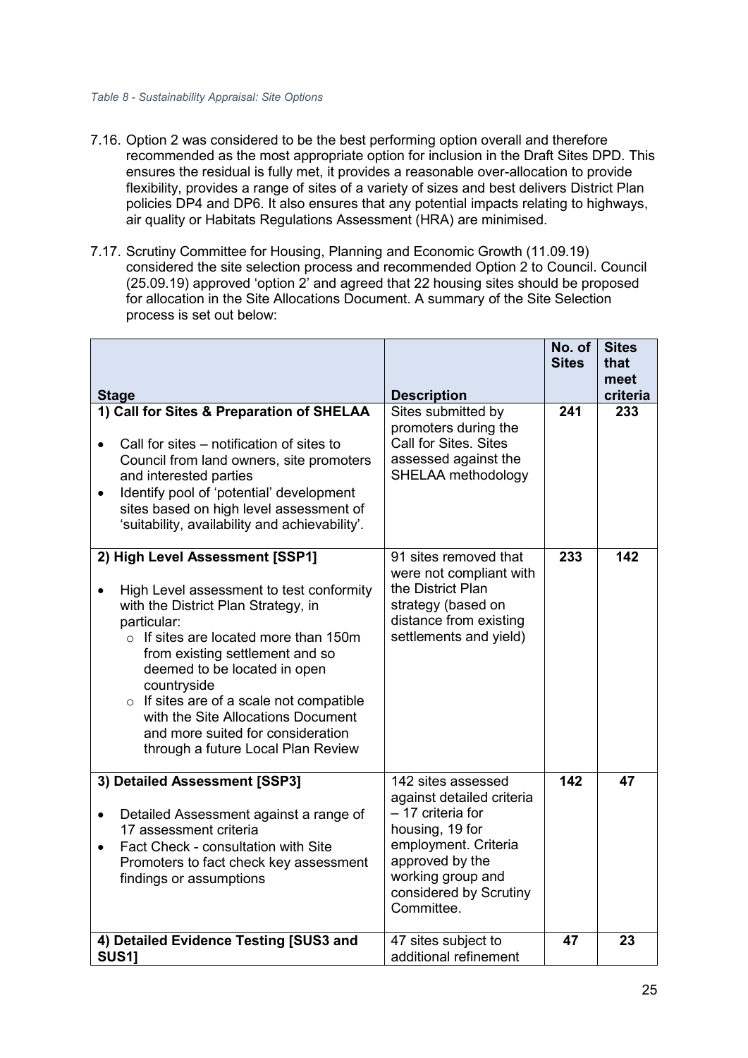*Table 8 - Sustainability Appraisal: Site Options*

7.16. Option 2 was considered to be the best performing option overall and therefore recommended as the most appropriate option for inclusion in the Draft Sites DPD. This ensures the residual is fully met, it provides a reasonable over-allocation to provide flexibility, provides a range of sites of a variety of sizes and best delivers District Plan policies DP4 and DP6. It also ensures that any potential impacts relating to highways, air quality or Habitats Regulations Assessment (HRA) are minimised.

7.17. Scrutiny Committee for Housing, Planning and Economic Growth (11.09.19) considered the site selection process and recommended Option 2 to Council. Council (25.09.19) approved 'option 2' and agreed that 22 housing sites should be proposed for allocation in the Site Allocations Document. A summary of the Site Selection process is set out below:

| Stage | Description | No. of Sites | Sites that meet criteria |
|---|---|---|---|
| **1) Call for Sites & Preparation of SHELAA**<br>• Call for sites – notification of sites to Council from land owners, site promoters and interested parties<br>• Identify pool of 'potential' development sites based on high level assessment of 'suitability, availability and achievability'. | Sites submitted by promoters during the Call for Sites. Sites assessed against the SHELAA methodology | **241** | **233** |
| **2) High Level Assessment [SSP1]**<br>• High Level assessment to test conformity with the District Plan Strategy, in particular:<br>  ○ If sites are located more than 150m from existing settlement and so deemed to be located in open countryside<br>  ○ If sites are of a scale not compatible with the Site Allocations Document and more suited for consideration through a future Local Plan Review | 91 sites removed that were not compliant with the District Plan strategy (based on distance from existing settlements and yield) | **233** | **142** |
| **3) Detailed Assessment [SSP3]**<br>• Detailed Assessment against a range of 17 assessment criteria<br>• Fact Check - consultation with Site Promoters to fact check key assessment findings or assumptions | 142 sites assessed against detailed criteria – 17 criteria for housing, 19 for employment. Criteria approved by the working group and considered by Scrutiny Committee. | **142** | **47** |
| **4) Detailed Evidence Testing [SUS3 and SUS1]** | 47 sites subject to additional refinement | **47** | **23** |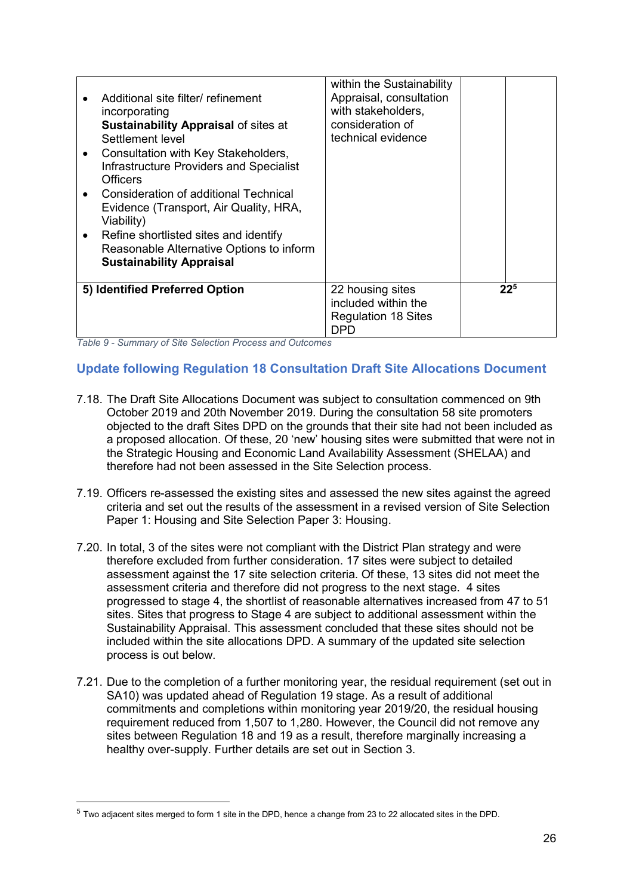| | | | |
|---|---|---|---|
| • Additional site filter/ refinement incorporating **Sustainability Appraisal** of sites at Settlement level<br>• Consultation with Key Stakeholders, Infrastructure Providers and Specialist Officers<br>• Consideration of additional Technical Evidence (Transport, Air Quality, HRA, Viability)<br>• Refine shortlisted sites and identify Reasonable Alternative Options to inform **Sustainability Appraisal** | within the Sustainability Appraisal, consultation with stakeholders, consideration of technical evidence | | |
| **5) Identified Preferred Option** | 22 housing sites included within the Regulation 18 Sites DPD | **22**[5] | |

*Table 9 - Summary of Site Selection Process and Outcomes*

## Update following Regulation 18 Consultation Draft Site Allocations Document

7.18. The Draft Site Allocations Document was subject to consultation commenced on 9th October 2019 and 20th November 2019. During the consultation 58 site promoters objected to the draft Sites DPD on the grounds that their site had not been included as a proposed allocation. Of these, 20 'new' housing sites were submitted that were not in the Strategic Housing and Economic Land Availability Assessment (SHELAA) and therefore had not been assessed in the Site Selection process.

7.19. Officers re-assessed the existing sites and assessed the new sites against the agreed criteria and set out the results of the assessment in a revised version of Site Selection Paper 1: Housing and Site Selection Paper 3: Housing.

7.20. In total, 3 of the sites were not compliant with the District Plan strategy and were therefore excluded from further consideration. 17 sites were subject to detailed assessment against the 17 site selection criteria. Of these, 13 sites did not meet the assessment criteria and therefore did not progress to the next stage. 4 sites progressed to stage 4, the shortlist of reasonable alternatives increased from 47 to 51 sites. Sites that progress to Stage 4 are subject to additional assessment within the Sustainability Appraisal. This assessment concluded that these sites should not be included within the site allocations DPD. A summary of the updated site selection process is out below.

7.21. Due to the completion of a further monitoring year, the residual requirement (set out in SA10) was updated ahead of Regulation 19 stage. As a result of additional commitments and completions within monitoring year 2019/20, the residual housing requirement reduced from 1,507 to 1,280. However, the Council did not remove any sites between Regulation 18 and 19 as a result, therefore marginally increasing a healthy over-supply. Further details are set out in Section 3.

[5] Two adjacent sites merged to form 1 site in the DPD, hence a change from 23 to 22 allocated sites in the DPD.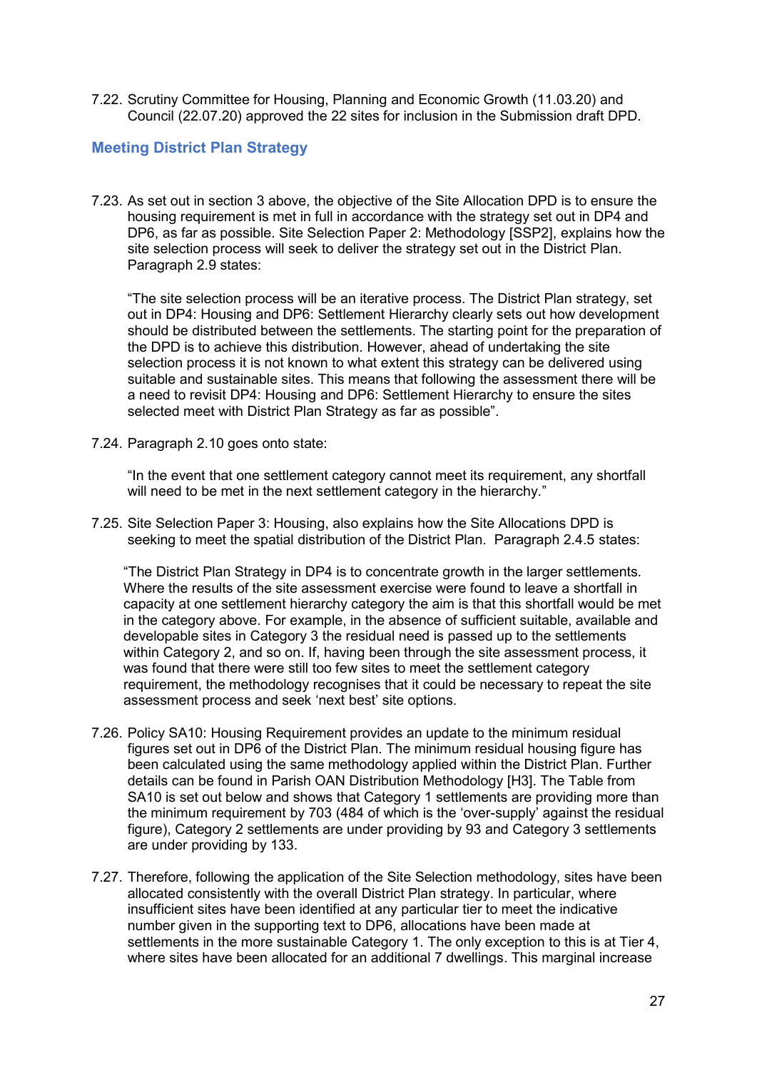7.22. Scrutiny Committee for Housing, Planning and Economic Growth (11.03.20) and Council (22.07.20) approved the 22 sites for inclusion in the Submission draft DPD.

## Meeting District Plan Strategy

7.23. As set out in section 3 above, the objective of the Site Allocation DPD is to ensure the housing requirement is met in full in accordance with the strategy set out in DP4 and DP6, as far as possible. Site Selection Paper 2: Methodology [SSP2], explains how the site selection process will seek to deliver the strategy set out in the District Plan. Paragraph 2.9 states:

"The site selection process will be an iterative process. The District Plan strategy, set out in DP4: Housing and DP6: Settlement Hierarchy clearly sets out how development should be distributed between the settlements. The starting point for the preparation of the DPD is to achieve this distribution. However, ahead of undertaking the site selection process it is not known to what extent this strategy can be delivered using suitable and sustainable sites. This means that following the assessment there will be a need to revisit DP4: Housing and DP6: Settlement Hierarchy to ensure the sites selected meet with District Plan Strategy as far as possible".

7.24. Paragraph 2.10 goes onto state:

"In the event that one settlement category cannot meet its requirement, any shortfall will need to be met in the next settlement category in the hierarchy."

7.25. Site Selection Paper 3: Housing, also explains how the Site Allocations DPD is seeking to meet the spatial distribution of the District Plan. Paragraph 2.4.5 states:

"The District Plan Strategy in DP4 is to concentrate growth in the larger settlements. Where the results of the site assessment exercise were found to leave a shortfall in capacity at one settlement hierarchy category the aim is that this shortfall would be met in the category above. For example, in the absence of sufficient suitable, available and developable sites in Category 3 the residual need is passed up to the settlements within Category 2, and so on. If, having been through the site assessment process, it was found that there were still too few sites to meet the settlement category requirement, the methodology recognises that it could be necessary to repeat the site assessment process and seek 'next best' site options.

7.26. Policy SA10: Housing Requirement provides an update to the minimum residual figures set out in DP6 of the District Plan. The minimum residual housing figure has been calculated using the same methodology applied within the District Plan. Further details can be found in Parish OAN Distribution Methodology [H3]. The Table from SA10 is set out below and shows that Category 1 settlements are providing more than the minimum requirement by 703 (484 of which is the 'over-supply' against the residual figure), Category 2 settlements are under providing by 93 and Category 3 settlements are under providing by 133.

7.27. Therefore, following the application of the Site Selection methodology, sites have been allocated consistently with the overall District Plan strategy. In particular, where insufficient sites have been identified at any particular tier to meet the indicative number given in the supporting text to DP6, allocations have been made at settlements in the more sustainable Category 1. The only exception to this is at Tier 4, where sites have been allocated for an additional 7 dwellings. This marginal increase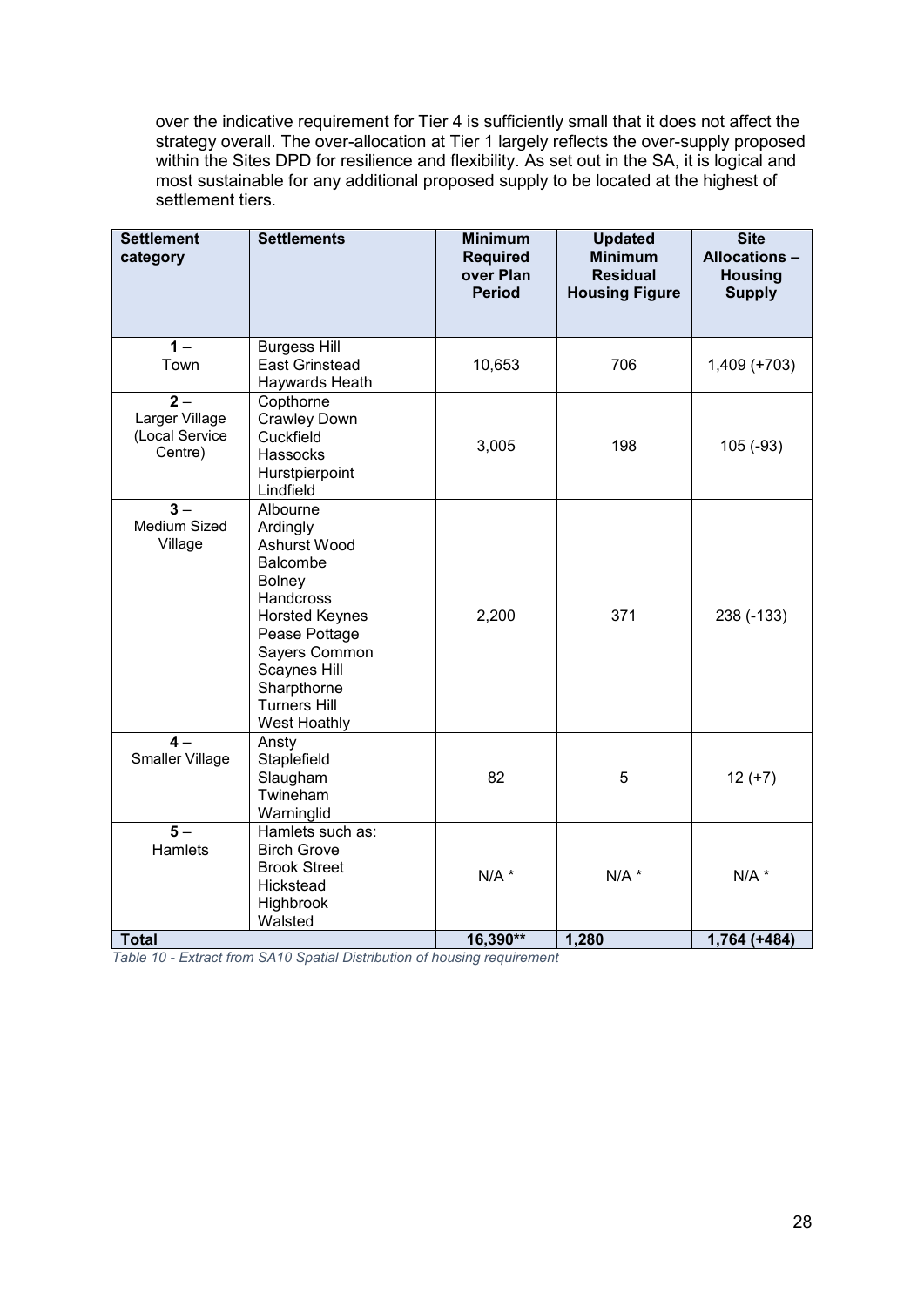over the indicative requirement for Tier 4 is sufficiently small that it does not affect the strategy overall. The over-allocation at Tier 1 largely reflects the over-supply proposed within the Sites DPD for resilience and flexibility. As set out in the SA, it is logical and most sustainable for any additional proposed supply to be located at the highest of settlement tiers.

| Settlement category | Settlements | Minimum Required over Plan Period | Updated Minimum Residual Housing Figure | Site Allocations – Housing Supply |
|---|---|---|---|---|
| 1 – Town | Burgess Hill<br>East Grinstead<br>Haywards Heath | 10,653 | 706 | 1,409 (+703) |
| 2 – Larger Village (Local Service Centre) | Copthorne<br>Crawley Down<br>Cuckfield<br>Hassocks<br>Hurstpierpoint<br>Lindfield | 3,005 | 198 | 105 (-93) |
| 3 – Medium Sized Village | Albourne<br>Ardingly<br>Ashurst Wood<br>Balcombe<br>Bolney<br>Handcross<br>Horsted Keynes<br>Pease Pottage<br>Sayers Common<br>Scaynes Hill<br>Sharpthorne<br>Turners Hill<br>West Hoathly | 2,200 | 371 | 238 (-133) |
| 4 – Smaller Village | Ansty<br>Staplefield<br>Slaugham<br>Twineham<br>Warninglid | 82 | 5 | 12 (+7) |
| 5 – Hamlets | Hamlets such as:<br>Birch Grove<br>Brook Street<br>Hickstead<br>Highbrook<br>Walsted | N/A * | N/A * | N/A * |
| **Total** | | **16,390**** | **1,280** | **1,764 (+484)** |

*Table 10 - Extract from SA10 Spatial Distribution of housing requirement*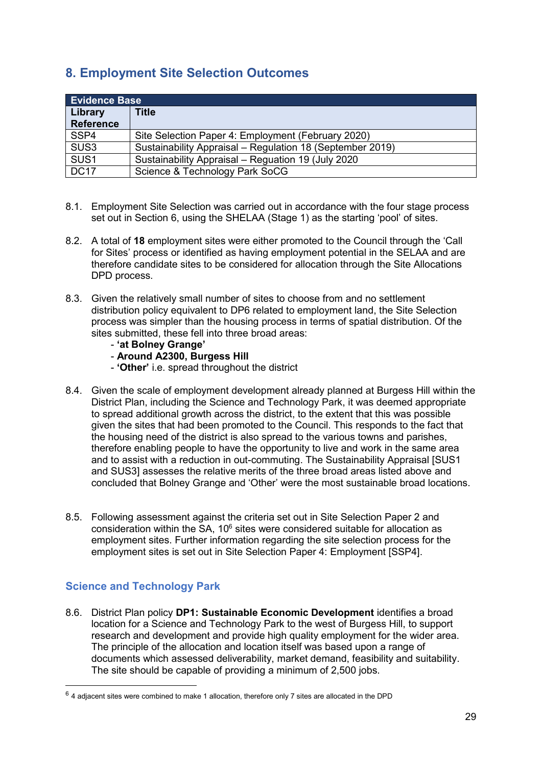## 8. Employment Site Selection Outcomes

| Evidence Base | |
|---|---|
| **Library Reference** | **Title** |
| SSP4 | Site Selection Paper 4: Employment (February 2020) |
| SUS3 | Sustainability Appraisal – Regulation 18 (September 2019) |
| SUS1 | Sustainability Appraisal – Regulation 19 (July 2020 |
| DC17 | Science & Technology Park SoCG |

8.1. Employment Site Selection was carried out in accordance with the four stage process set out in Section 6, using the SHELAA (Stage 1) as the starting 'pool' of sites.

8.2. A total of **18** employment sites were either promoted to the Council through the 'Call for Sites' process or identified as having employment potential in the SELAA and are therefore candidate sites to be considered for allocation through the Site Allocations DPD process.

8.3. Given the relatively small number of sites to choose from and no settlement distribution policy equivalent to DP6 related to employment land, the Site Selection process was simpler than the housing process in terms of spatial distribution. Of the sites submitted, these fell into three broad areas:

- **'at Bolney Grange'**
- **Around A2300, Burgess Hill**
- **'Other'** i.e. spread throughout the district

8.4. Given the scale of employment development already planned at Burgess Hill within the District Plan, including the Science and Technology Park, it was deemed appropriate to spread additional growth across the district, to the extent that this was possible given the sites that had been promoted to the Council. This responds to the fact that the housing need of the district is also spread to the various towns and parishes, therefore enabling people to have the opportunity to live and work in the same area and to assist with a reduction in out-commuting. The Sustainability Appraisal [SUS1 and SUS3] assesses the relative merits of the three broad areas listed above and concluded that Bolney Grange and 'Other' were the most sustainable broad locations.

8.5. Following assessment against the criteria set out in Site Selection Paper 2 and consideration within the SA, 10[6] sites were considered suitable for allocation as employment sites. Further information regarding the site selection process for the employment sites is set out in Site Selection Paper 4: Employment [SSP4].

### Science and Technology Park

8.6. District Plan policy **DP1: Sustainable Economic Development** identifies a broad location for a Science and Technology Park to the west of Burgess Hill, to support research and development and provide high quality employment for the wider area. The principle of the allocation and location itself was based upon a range of documents which assessed deliverability, market demand, feasibility and suitability. The site should be capable of providing a minimum of 2,500 jobs.

[6] 4 adjacent sites were combined to make 1 allocation, therefore only 7 sites are allocated in the DPD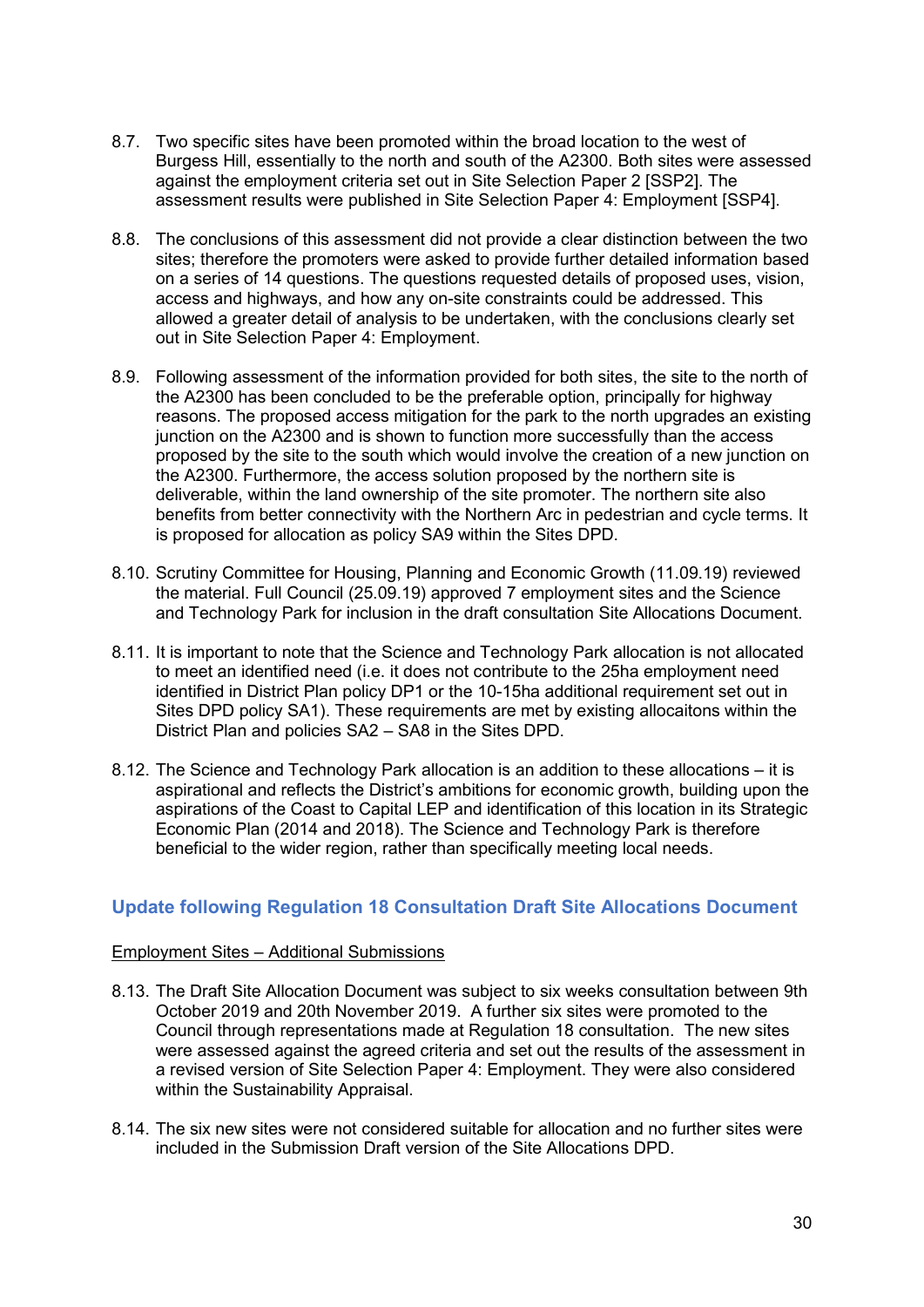8.7. Two specific sites have been promoted within the broad location to the west of Burgess Hill, essentially to the north and south of the A2300. Both sites were assessed against the employment criteria set out in Site Selection Paper 2 [SSP2]. The assessment results were published in Site Selection Paper 4: Employment [SSP4].

8.8. The conclusions of this assessment did not provide a clear distinction between the two sites; therefore the promoters were asked to provide further detailed information based on a series of 14 questions. The questions requested details of proposed uses, vision, access and highways, and how any on-site constraints could be addressed. This allowed a greater detail of analysis to be undertaken, with the conclusions clearly set out in Site Selection Paper 4: Employment.

8.9. Following assessment of the information provided for both sites, the site to the north of the A2300 has been concluded to be the preferable option, principally for highway reasons. The proposed access mitigation for the park to the north upgrades an existing junction on the A2300 and is shown to function more successfully than the access proposed by the site to the south which would involve the creation of a new junction on the A2300. Furthermore, the access solution proposed by the northern site is deliverable, within the land ownership of the site promoter. The northern site also benefits from better connectivity with the Northern Arc in pedestrian and cycle terms. It is proposed for allocation as policy SA9 within the Sites DPD.

8.10. Scrutiny Committee for Housing, Planning and Economic Growth (11.09.19) reviewed the material. Full Council (25.09.19) approved 7 employment sites and the Science and Technology Park for inclusion in the draft consultation Site Allocations Document.

8.11. It is important to note that the Science and Technology Park allocation is not allocated to meet an identified need (i.e. it does not contribute to the 25ha employment need identified in District Plan policy DP1 or the 10-15ha additional requirement set out in Sites DPD policy SA1). These requirements are met by existing allocaitons within the District Plan and policies SA2 – SA8 in the Sites DPD.

8.12. The Science and Technology Park allocation is an addition to these allocations – it is aspirational and reflects the District's ambitions for economic growth, building upon the aspirations of the Coast to Capital LEP and identification of this location in its Strategic Economic Plan (2014 and 2018). The Science and Technology Park is therefore beneficial to the wider region, rather than specifically meeting local needs.

## Update following Regulation 18 Consultation Draft Site Allocations Document

<u>Employment Sites – Additional Submissions</u>

8.13. The Draft Site Allocation Document was subject to six weeks consultation between 9th October 2019 and 20th November 2019. A further six sites were promoted to the Council through representations made at Regulation 18 consultation. The new sites were assessed against the agreed criteria and set out the results of the assessment in a revised version of Site Selection Paper 4: Employment. They were also considered within the Sustainability Appraisal.

8.14. The six new sites were not considered suitable for allocation and no further sites were included in the Submission Draft version of the Site Allocations DPD.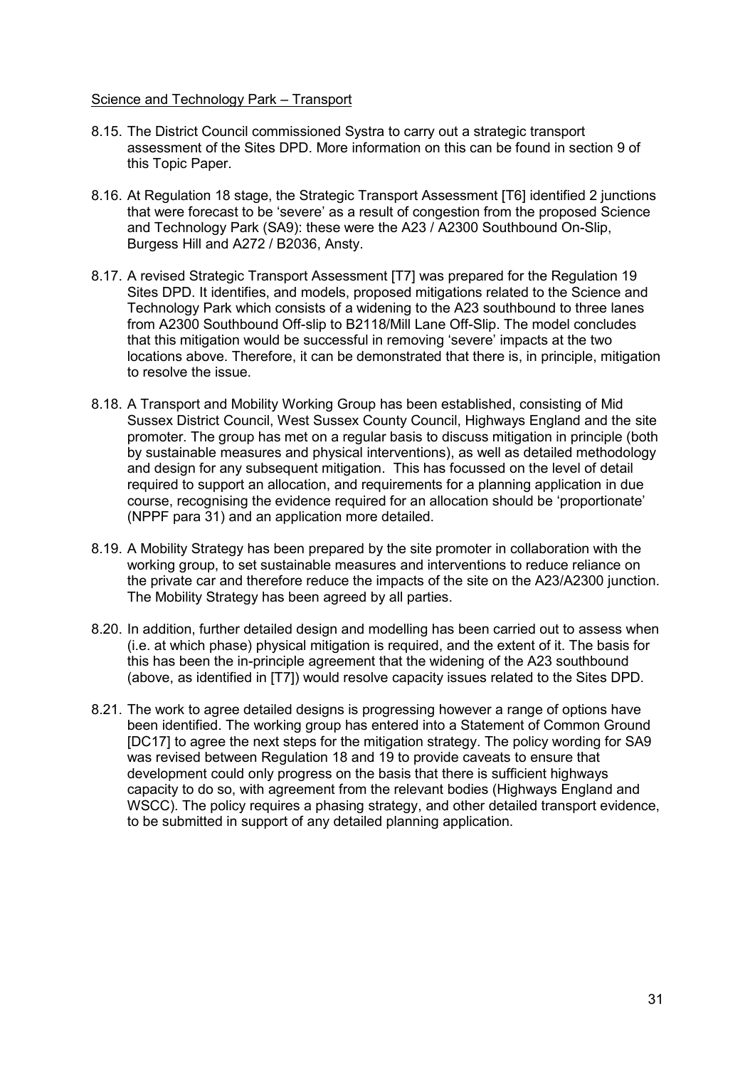Science and Technology Park – Transport

8.15. The District Council commissioned Systra to carry out a strategic transport assessment of the Sites DPD. More information on this can be found in section 9 of this Topic Paper.

8.16. At Regulation 18 stage, the Strategic Transport Assessment [T6] identified 2 junctions that were forecast to be 'severe' as a result of congestion from the proposed Science and Technology Park (SA9): these were the A23 / A2300 Southbound On-Slip, Burgess Hill and A272 / B2036, Ansty.

8.17. A revised Strategic Transport Assessment [T7] was prepared for the Regulation 19 Sites DPD. It identifies, and models, proposed mitigations related to the Science and Technology Park which consists of a widening to the A23 southbound to three lanes from A2300 Southbound Off-slip to B2118/Mill Lane Off-Slip. The model concludes that this mitigation would be successful in removing 'severe' impacts at the two locations above. Therefore, it can be demonstrated that there is, in principle, mitigation to resolve the issue.

8.18. A Transport and Mobility Working Group has been established, consisting of Mid Sussex District Council, West Sussex County Council, Highways England and the site promoter. The group has met on a regular basis to discuss mitigation in principle (both by sustainable measures and physical interventions), as well as detailed methodology and design for any subsequent mitigation. This has focussed on the level of detail required to support an allocation, and requirements for a planning application in due course, recognising the evidence required for an allocation should be 'proportionate' (NPPF para 31) and an application more detailed.

8.19. A Mobility Strategy has been prepared by the site promoter in collaboration with the working group, to set sustainable measures and interventions to reduce reliance on the private car and therefore reduce the impacts of the site on the A23/A2300 junction. The Mobility Strategy has been agreed by all parties.

8.20. In addition, further detailed design and modelling has been carried out to assess when (i.e. at which phase) physical mitigation is required, and the extent of it. The basis for this has been the in-principle agreement that the widening of the A23 southbound (above, as identified in [T7]) would resolve capacity issues related to the Sites DPD.

8.21. The work to agree detailed designs is progressing however a range of options have been identified. The working group has entered into a Statement of Common Ground [DC17] to agree the next steps for the mitigation strategy. The policy wording for SA9 was revised between Regulation 18 and 19 to provide caveats to ensure that development could only progress on the basis that there is sufficient highways capacity to do so, with agreement from the relevant bodies (Highways England and WSCC). The policy requires a phasing strategy, and other detailed transport evidence, to be submitted in support of any detailed planning application.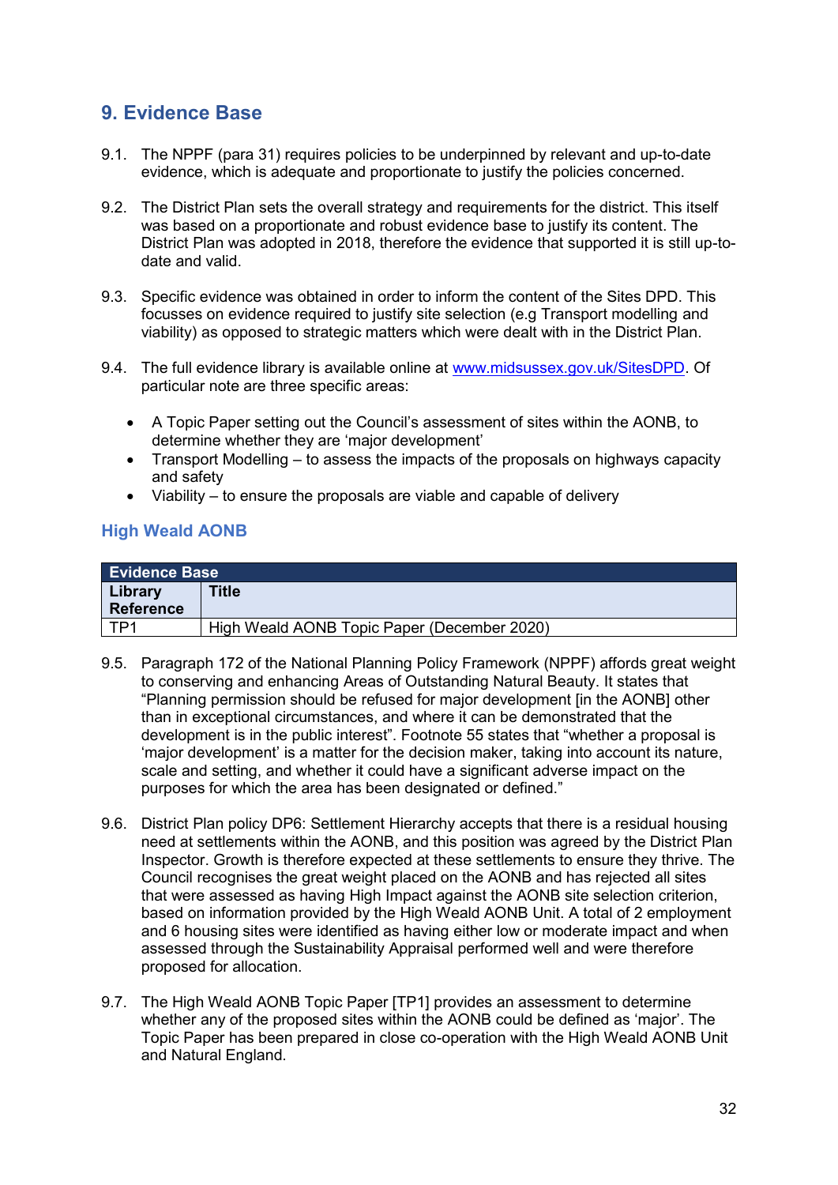## 9. Evidence Base

9.1. The NPPF (para 31) requires policies to be underpinned by relevant and up-to-date evidence, which is adequate and proportionate to justify the policies concerned.

9.2. The District Plan sets the overall strategy and requirements for the district. This itself was based on a proportionate and robust evidence base to justify its content. The District Plan was adopted in 2018, therefore the evidence that supported it is still up-to-date and valid.

9.3. Specific evidence was obtained in order to inform the content of the Sites DPD. This focusses on evidence required to justify site selection (e.g Transport modelling and viability) as opposed to strategic matters which were dealt with in the District Plan.

9.4. The full evidence library is available online at www.midsussex.gov.uk/SitesDPD. Of particular note are three specific areas:

- A Topic Paper setting out the Council's assessment of sites within the AONB, to determine whether they are 'major development'
- Transport Modelling – to assess the impacts of the proposals on highways capacity and safety
- Viability – to ensure the proposals are viable and capable of delivery

### High Weald AONB

| Evidence Base | |
|---|---|
| **Library Reference** | **Title** |
| TP1 | High Weald AONB Topic Paper (December 2020) |

9.5. Paragraph 172 of the National Planning Policy Framework (NPPF) affords great weight to conserving and enhancing Areas of Outstanding Natural Beauty. It states that "Planning permission should be refused for major development [in the AONB] other than in exceptional circumstances, and where it can be demonstrated that the development is in the public interest". Footnote 55 states that "whether a proposal is 'major development' is a matter for the decision maker, taking into account its nature, scale and setting, and whether it could have a significant adverse impact on the purposes for which the area has been designated or defined."

9.6. District Plan policy DP6: Settlement Hierarchy accepts that there is a residual housing need at settlements within the AONB, and this position was agreed by the District Plan Inspector. Growth is therefore expected at these settlements to ensure they thrive. The Council recognises the great weight placed on the AONB and has rejected all sites that were assessed as having High Impact against the AONB site selection criterion, based on information provided by the High Weald AONB Unit. A total of 2 employment and 6 housing sites were identified as having either low or moderate impact and when assessed through the Sustainability Appraisal performed well and were therefore proposed for allocation.

9.7. The High Weald AONB Topic Paper [TP1] provides an assessment to determine whether any of the proposed sites within the AONB could be defined as 'major'. The Topic Paper has been prepared in close co-operation with the High Weald AONB Unit and Natural England.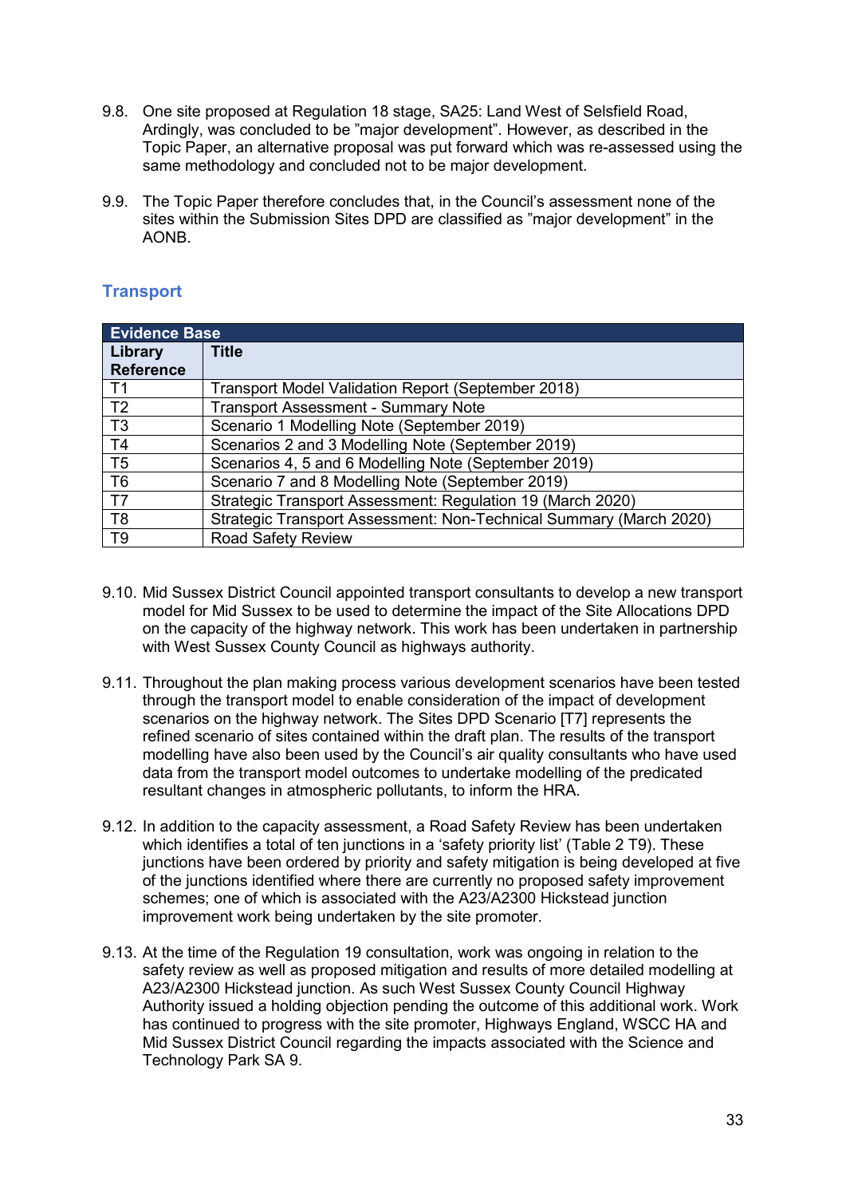9.8. One site proposed at Regulation 18 stage, SA25: Land West of Selsfield Road, Ardingly, was concluded to be ”major development”. However, as described in the Topic Paper, an alternative proposal was put forward which was re-assessed using the same methodology and concluded not to be major development.

9.9. The Topic Paper therefore concludes that, in the Council’s assessment none of the sites within the Submission Sites DPD are classified as ”major development” in the AONB.

## Transport

| **Evidence Base** | |
|---|---|
| **Library Reference** | **Title** |
| T1 | Transport Model Validation Report (September 2018) |
| T2 | Transport Assessment - Summary Note |
| T3 | Scenario 1 Modelling Note (September 2019) |
| T4 | Scenarios 2 and 3 Modelling Note (September 2019) |
| T5 | Scenarios 4, 5 and 6 Modelling Note (September 2019) |
| T6 | Scenario 7 and 8 Modelling Note (September 2019) |
| T7 | Strategic Transport Assessment: Regulation 19 (March 2020) |
| T8 | Strategic Transport Assessment: Non-Technical Summary (March 2020) |
| T9 | Road Safety Review |

9.10. Mid Sussex District Council appointed transport consultants to develop a new transport model for Mid Sussex to be used to determine the impact of the Site Allocations DPD on the capacity of the highway network. This work has been undertaken in partnership with West Sussex County Council as highways authority.

9.11. Throughout the plan making process various development scenarios have been tested through the transport model to enable consideration of the impact of development scenarios on the highway network. The Sites DPD Scenario [T7] represents the refined scenario of sites contained within the draft plan. The results of the transport modelling have also been used by the Council’s air quality consultants who have used data from the transport model outcomes to undertake modelling of the predicated resultant changes in atmospheric pollutants, to inform the HRA.

9.12. In addition to the capacity assessment, a Road Safety Review has been undertaken which identifies a total of ten junctions in a ‘safety priority list’ (Table 2 T9). These junctions have been ordered by priority and safety mitigation is being developed at five of the junctions identified where there are currently no proposed safety improvement schemes; one of which is associated with the A23/A2300 Hickstead junction improvement work being undertaken by the site promoter.

9.13. At the time of the Regulation 19 consultation, work was ongoing in relation to the safety review as well as proposed mitigation and results of more detailed modelling at A23/A2300 Hickstead junction. As such West Sussex County Council Highway Authority issued a holding objection pending the outcome of this additional work. Work has continued to progress with the site promoter, Highways England, WSCC HA and Mid Sussex District Council regarding the impacts associated with the Science and Technology Park SA 9.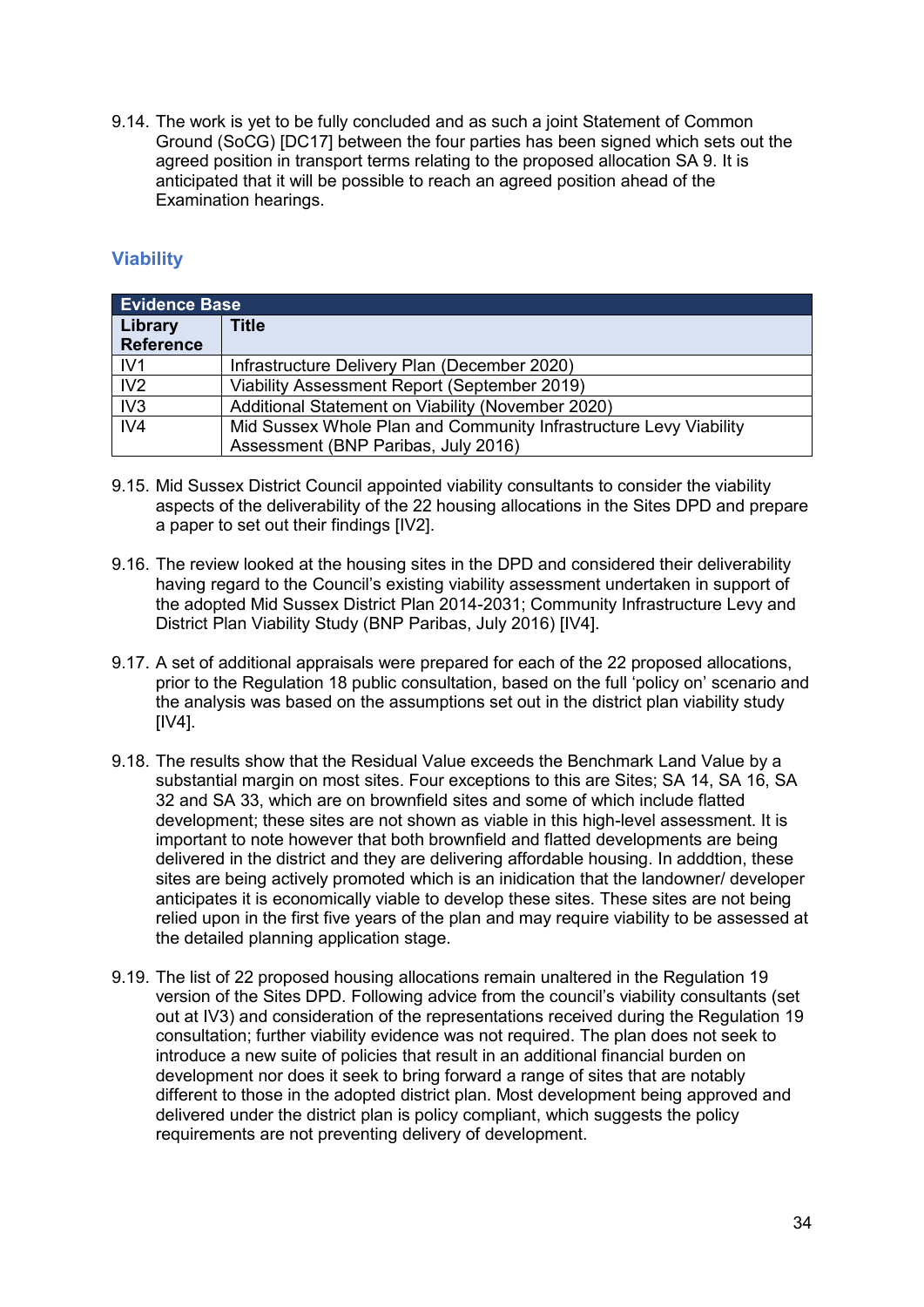9.14. The work is yet to be fully concluded and as such a joint Statement of Common Ground (SoCG) [DC17] between the four parties has been signed which sets out the agreed position in transport terms relating to the proposed allocation SA 9. It is anticipated that it will be possible to reach an agreed position ahead of the Examination hearings.

## Viability

| **Evidence Base** | |
|---|---|
| **Library Reference** | **Title** |
| IV1 | Infrastructure Delivery Plan (December 2020) |
| IV2 | Viability Assessment Report (September 2019) |
| IV3 | Additional Statement on Viability (November 2020) |
| IV4 | Mid Sussex Whole Plan and Community Infrastructure Levy Viability Assessment (BNP Paribas, July 2016) |

9.15. Mid Sussex District Council appointed viability consultants to consider the viability aspects of the deliverability of the 22 housing allocations in the Sites DPD and prepare a paper to set out their findings [IV2].

9.16. The review looked at the housing sites in the DPD and considered their deliverability having regard to the Council's existing viability assessment undertaken in support of the adopted Mid Sussex District Plan 2014-2031; Community Infrastructure Levy and District Plan Viability Study (BNP Paribas, July 2016) [IV4].

9.17. A set of additional appraisals were prepared for each of the 22 proposed allocations, prior to the Regulation 18 public consultation, based on the full 'policy on' scenario and the analysis was based on the assumptions set out in the district plan viability study [IV4].

9.18. The results show that the Residual Value exceeds the Benchmark Land Value by a substantial margin on most sites. Four exceptions to this are Sites; SA 14, SA 16, SA 32 and SA 33, which are on brownfield sites and some of which include flatted development; these sites are not shown as viable in this high-level assessment. It is important to note however that both brownfield and flatted developments are being delivered in the district and they are delivering affordable housing. In adddtion, these sites are being actively promoted which is an inidication that the landowner/ developer anticipates it is economically viable to develop these sites. These sites are not being relied upon in the first five years of the plan and may require viability to be assessed at the detailed planning application stage.

9.19. The list of 22 proposed housing allocations remain unaltered in the Regulation 19 version of the Sites DPD. Following advice from the council's viability consultants (set out at IV3) and consideration of the representations received during the Regulation 19 consultation; further viability evidence was not required. The plan does not seek to introduce a new suite of policies that result in an additional financial burden on development nor does it seek to bring forward a range of sites that are notably different to those in the adopted district plan. Most development being approved and delivered under the district plan is policy compliant, which suggests the policy requirements are not preventing delivery of development.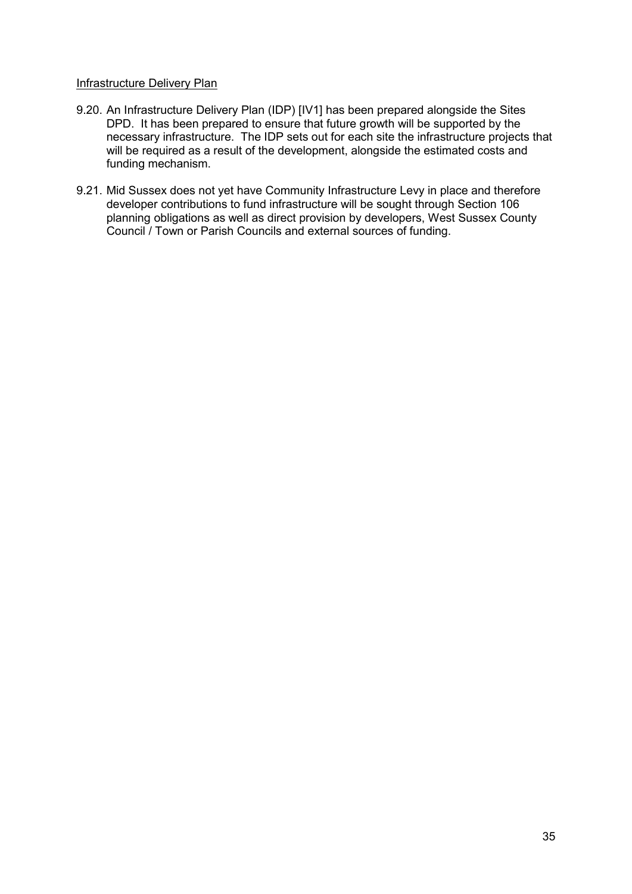<u>Infrastructure Delivery Plan</u>

9.20. An Infrastructure Delivery Plan (IDP) [IV1] has been prepared alongside the Sites DPD. It has been prepared to ensure that future growth will be supported by the necessary infrastructure. The IDP sets out for each site the infrastructure projects that will be required as a result of the development, alongside the estimated costs and funding mechanism.

9.21. Mid Sussex does not yet have Community Infrastructure Levy in place and therefore developer contributions to fund infrastructure will be sought through Section 106 planning obligations as well as direct provision by developers, West Sussex County Council / Town or Parish Councils and external sources of funding.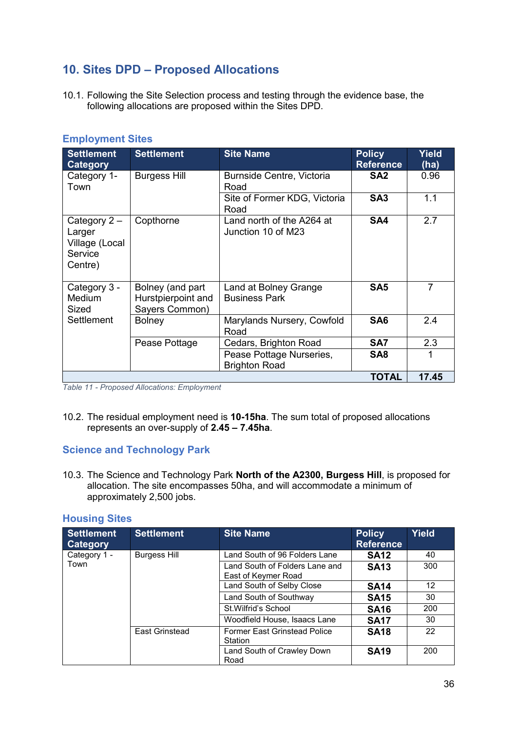## 10. Sites DPD – Proposed Allocations

10.1. Following the Site Selection process and testing through the evidence base, the following allocations are proposed within the Sites DPD.

### Employment Sites

| Settlement Category | Settlement | Site Name | Policy Reference | Yield (ha) |
|---|---|---|---|---|
| Category 1- Town | Burgess Hill | Burnside Centre, Victoria Road | **SA2** | 0.96 |
| | | Site of Former KDG, Victoria Road | **SA3** | 1.1 |
| Category 2 – Larger Village (Local Service Centre) | Copthorne | Land north of the A264 at Junction 10 of M23 | **SA4** | 2.7 |
| Category 3 - Medium Sized Settlement | Bolney (and part Hurstpierpoint and Sayers Common) | Land at Bolney Grange Business Park | **SA5** | 7 |
| | Bolney | Marylands Nursery, Cowfold Road | **SA6** | 2.4 |
| | Pease Pottage | Cedars, Brighton Road | **SA7** | 2.3 |
| | | Pease Pottage Nurseries, Brighton Road | **SA8** | 1 |
| | | | **TOTAL** | **17.45** |

*Table 11 - Proposed Allocations: Employment*

10.2. The residual employment need is **10-15ha**. The sum total of proposed allocations represents an over-supply of **2.45 – 7.45ha**.

### Science and Technology Park

10.3. The Science and Technology Park **North of the A2300, Burgess Hill**, is proposed for allocation. The site encompasses 50ha, and will accommodate a minimum of approximately 2,500 jobs.

### Housing Sites

| Settlement Category | Settlement | Site Name | Policy Reference | Yield |
|---|---|---|---|---|
| Category 1 - Town | Burgess Hill | Land South of 96 Folders Lane | **SA12** | 40 |
| | | Land South of Folders Lane and East of Keymer Road | **SA13** | 300 |
| | | Land South of Selby Close | **SA14** | 12 |
| | | Land South of Southway | **SA15** | 30 |
| | | St.Wilfrid's School | **SA16** | 200 |
| | | Woodfield House, Isaacs Lane | **SA17** | 30 |
| | East Grinstead | Former East Grinstead Police Station | **SA18** | 22 |
| | | Land South of Crawley Down Road | **SA19** | 200 |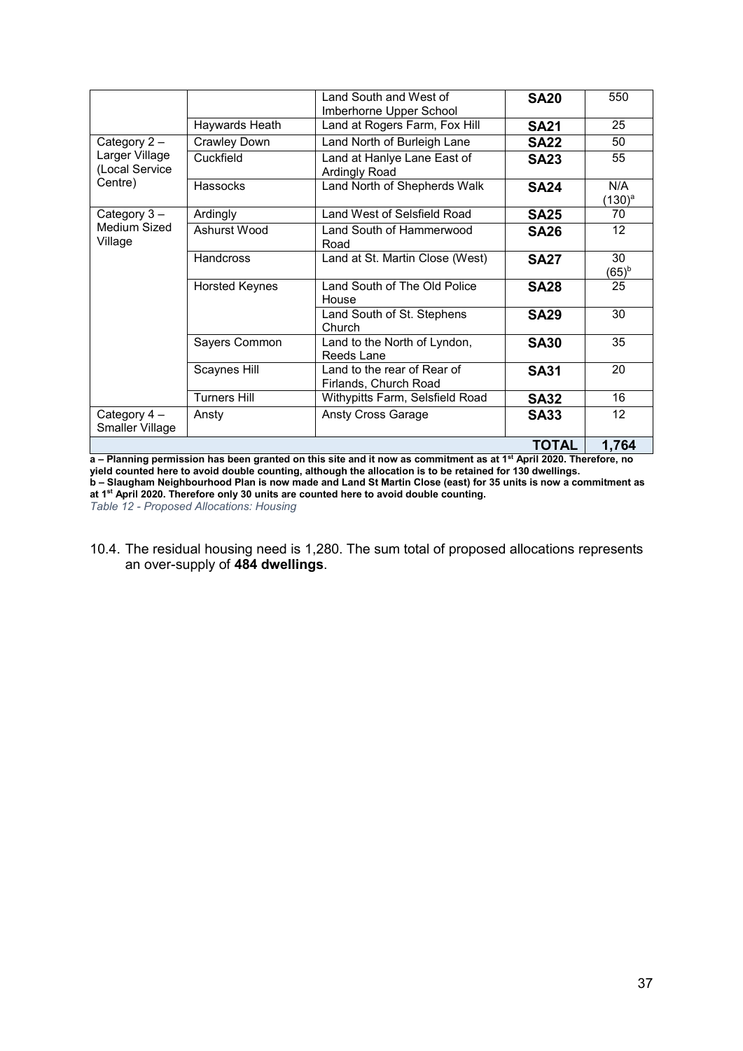| | | Land South and West of Imberhorne Upper School | **SA20** | 550 |
|---|---|---|---|---|
| | Haywards Heath | Land at Rogers Farm, Fox Hill | **SA21** | 25 |
| Category 2 – Larger Village (Local Service Centre) | Crawley Down | Land North of Burleigh Lane | **SA22** | 50 |
| | Cuckfield | Land at Hanlye Lane East of Ardingly Road | **SA23** | 55 |
| | Hassocks | Land North of Shepherds Walk | **SA24** | N/A (130)[a] |
| Category 3 – Medium Sized Village | Ardingly | Land West of Selsfield Road | **SA25** | 70 |
| | Ashurst Wood | Land South of Hammerwood Road | **SA26** | 12 |
| | Handcross | Land at St. Martin Close (West) | **SA27** | 30 (65)[b] |
| | Horsted Keynes | Land South of The Old Police House | **SA28** | 25 |
| | | Land South of St. Stephens Church | **SA29** | 30 |
| | Sayers Common | Land to the North of Lyndon, Reeds Lane | **SA30** | 35 |
| | Scaynes Hill | Land to the rear of Rear of Firlands, Church Road | **SA31** | 20 |
| | Turners Hill | Withypitts Farm, Selsfield Road | **SA32** | 16 |
| Category 4 – Smaller Village | Ansty | Ansty Cross Garage | **SA33** | 12 |
| | | | **TOTAL** | **1,764** |

**a – Planning permission has been granted on this site and it now as commitment as at 1st April 2020. Therefore, no yield counted here to avoid double counting, although the allocation is to be retained for 130 dwellings.**
**b – Slaugham Neighbourhood Plan is now made and Land St Martin Close (east) for 35 units is now a commitment as at 1st April 2020. Therefore only 30 units are counted here to avoid double counting.**

*Table 12 - Proposed Allocations: Housing*

10.4. The residual housing need is 1,280. The sum total of proposed allocations represents an over-supply of **484 dwellings**.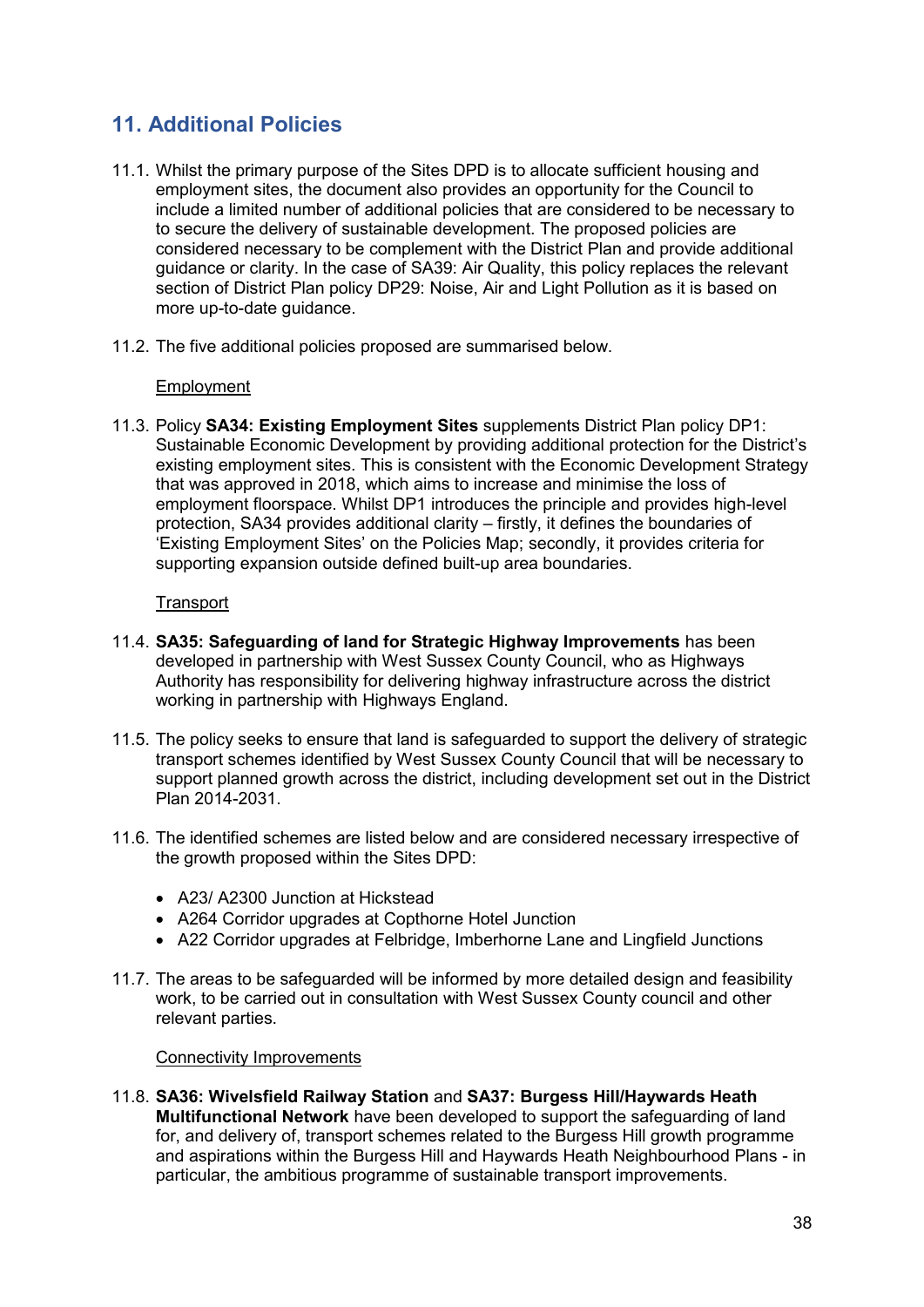## 11. Additional Policies

11.1. Whilst the primary purpose of the Sites DPD is to allocate sufficient housing and employment sites, the document also provides an opportunity for the Council to include a limited number of additional policies that are considered to be necessary to to secure the delivery of sustainable development. The proposed policies are considered necessary to be complement with the District Plan and provide additional guidance or clarity. In the case of SA39: Air Quality, this policy replaces the relevant section of District Plan policy DP29: Noise, Air and Light Pollution as it is based on more up-to-date guidance.

11.2. The five additional policies proposed are summarised below.

Employment

11.3. Policy **SA34: Existing Employment Sites** supplements District Plan policy DP1: Sustainable Economic Development by providing additional protection for the District's existing employment sites. This is consistent with the Economic Development Strategy that was approved in 2018, which aims to increase and minimise the loss of employment floorspace. Whilst DP1 introduces the principle and provides high-level protection, SA34 provides additional clarity – firstly, it defines the boundaries of 'Existing Employment Sites' on the Policies Map; secondly, it provides criteria for supporting expansion outside defined built-up area boundaries.

Transport

11.4. **SA35: Safeguarding of land for Strategic Highway Improvements** has been developed in partnership with West Sussex County Council, who as Highways Authority has responsibility for delivering highway infrastructure across the district working in partnership with Highways England.

11.5. The policy seeks to ensure that land is safeguarded to support the delivery of strategic transport schemes identified by West Sussex County Council that will be necessary to support planned growth across the district, including development set out in the District Plan 2014-2031.

11.6. The identified schemes are listed below and are considered necessary irrespective of the growth proposed within the Sites DPD:

- A23/ A2300 Junction at Hickstead
- A264 Corridor upgrades at Copthorne Hotel Junction
- A22 Corridor upgrades at Felbridge, Imberhorne Lane and Lingfield Junctions

11.7. The areas to be safeguarded will be informed by more detailed design and feasibility work, to be carried out in consultation with West Sussex County council and other relevant parties.

Connectivity Improvements

11.8. **SA36: Wivelsfield Railway Station** and **SA37: Burgess Hill/Haywards Heath Multifunctional Network** have been developed to support the safeguarding of land for, and delivery of, transport schemes related to the Burgess Hill growth programme and aspirations within the Burgess Hill and Haywards Heath Neighbourhood Plans - in particular, the ambitious programme of sustainable transport improvements.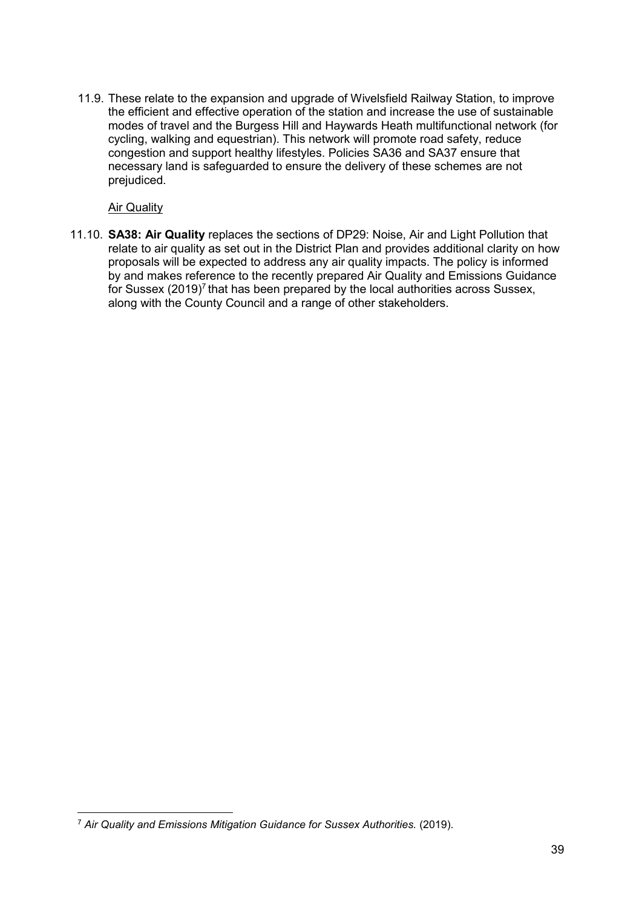11.9. These relate to the expansion and upgrade of Wivelsfield Railway Station, to improve the efficient and effective operation of the station and increase the use of sustainable modes of travel and the Burgess Hill and Haywards Heath multifunctional network (for cycling, walking and equestrian). This network will promote road safety, reduce congestion and support healthy lifestyles. Policies SA36 and SA37 ensure that necessary land is safeguarded to ensure the delivery of these schemes are not prejudiced.

<u>Air Quality</u>

11.10. **SA38: Air Quality** replaces the sections of DP29: Noise, Air and Light Pollution that relate to air quality as set out in the District Plan and provides additional clarity on how proposals will be expected to address any air quality impacts. The policy is informed by and makes reference to the recently prepared Air Quality and Emissions Guidance for Sussex (2019)[7] that has been prepared by the local authorities across Sussex, along with the County Council and a range of other stakeholders.

[7] *Air Quality and Emissions Mitigation Guidance for Sussex Authorities.* (2019).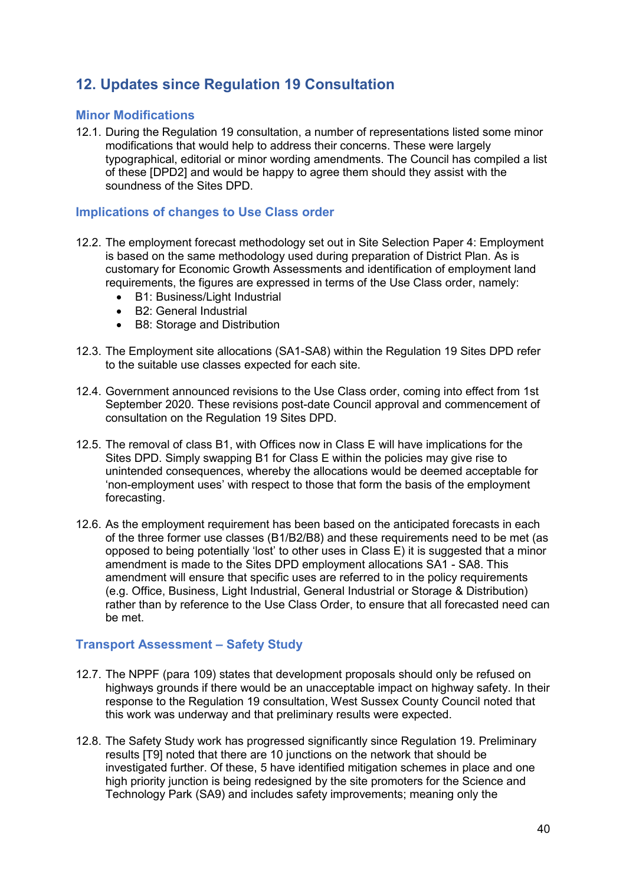## 12. Updates since Regulation 19 Consultation

### Minor Modifications

12.1. During the Regulation 19 consultation, a number of representations listed some minor modifications that would help to address their concerns. These were largely typographical, editorial or minor wording amendments. The Council has compiled a list of these [DPD2] and would be happy to agree them should they assist with the soundness of the Sites DPD.

### Implications of changes to Use Class order

12.2. The employment forecast methodology set out in Site Selection Paper 4: Employment is based on the same methodology used during preparation of District Plan. As is customary for Economic Growth Assessments and identification of employment land requirements, the figures are expressed in terms of the Use Class order, namely:

- B1: Business/Light Industrial
- B2: General Industrial
- B8: Storage and Distribution

12.3. The Employment site allocations (SA1-SA8) within the Regulation 19 Sites DPD refer to the suitable use classes expected for each site.

12.4. Government announced revisions to the Use Class order, coming into effect from 1st September 2020. These revisions post-date Council approval and commencement of consultation on the Regulation 19 Sites DPD.

12.5. The removal of class B1, with Offices now in Class E will have implications for the Sites DPD. Simply swapping B1 for Class E within the policies may give rise to unintended consequences, whereby the allocations would be deemed acceptable for 'non-employment uses' with respect to those that form the basis of the employment forecasting.

12.6. As the employment requirement has been based on the anticipated forecasts in each of the three former use classes (B1/B2/B8) and these requirements need to be met (as opposed to being potentially 'lost' to other uses in Class E) it is suggested that a minor amendment is made to the Sites DPD employment allocations SA1 - SA8. This amendment will ensure that specific uses are referred to in the policy requirements (e.g. Office, Business, Light Industrial, General Industrial or Storage & Distribution) rather than by reference to the Use Class Order, to ensure that all forecasted need can be met.

### Transport Assessment – Safety Study

12.7. The NPPF (para 109) states that development proposals should only be refused on highways grounds if there would be an unacceptable impact on highway safety. In their response to the Regulation 19 consultation, West Sussex County Council noted that this work was underway and that preliminary results were expected.

12.8. The Safety Study work has progressed significantly since Regulation 19. Preliminary results [T9] noted that there are 10 junctions on the network that should be investigated further. Of these, 5 have identified mitigation schemes in place and one high priority junction is being redesigned by the site promoters for the Science and Technology Park (SA9) and includes safety improvements; meaning only the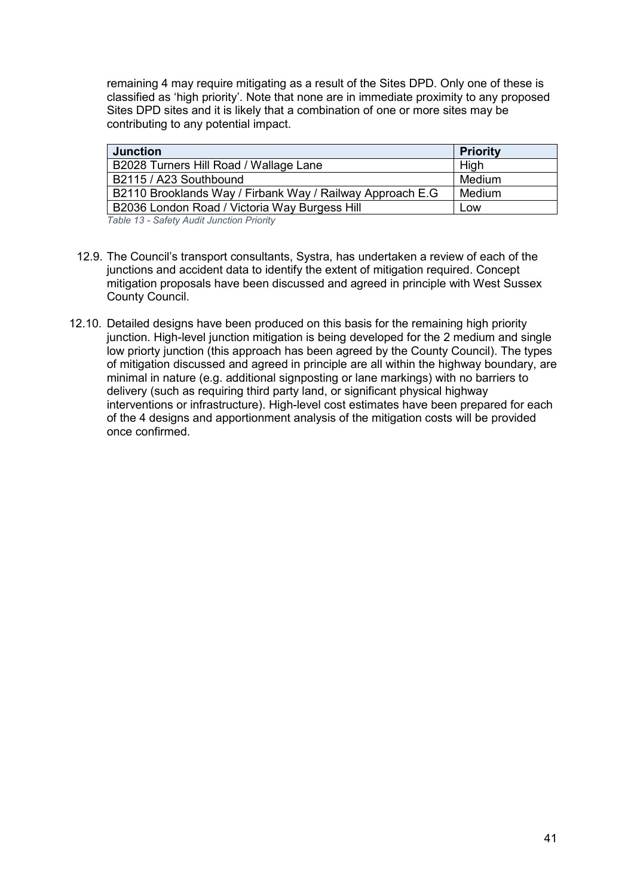remaining 4 may require mitigating as a result of the Sites DPD. Only one of these is classified as 'high priority'. Note that none are in immediate proximity to any proposed Sites DPD sites and it is likely that a combination of one or more sites may be contributing to any potential impact.

| Junction | Priority |
| --- | --- |
| B2028 Turners Hill Road / Wallage Lane | High |
| B2115 / A23 Southbound | Medium |
| B2110 Brooklands Way / Firbank Way / Railway Approach E.G | Medium |
| B2036 London Road / Victoria Way Burgess Hill | Low |

*Table 13 - Safety Audit Junction Priority*

12.9. The Council's transport consultants, Systra, has undertaken a review of each of the junctions and accident data to identify the extent of mitigation required. Concept mitigation proposals have been discussed and agreed in principle with West Sussex County Council.

12.10. Detailed designs have been produced on this basis for the remaining high priority junction. High-level junction mitigation is being developed for the 2 medium and single low priorty junction (this approach has been agreed by the County Council). The types of mitigation discussed and agreed in principle are all within the highway boundary, are minimal in nature (e.g. additional signposting or lane markings) with no barriers to delivery (such as requiring third party land, or significant physical highway interventions or infrastructure). High-level cost estimates have been prepared for each of the 4 designs and apportionment analysis of the mitigation costs will be provided once confirmed.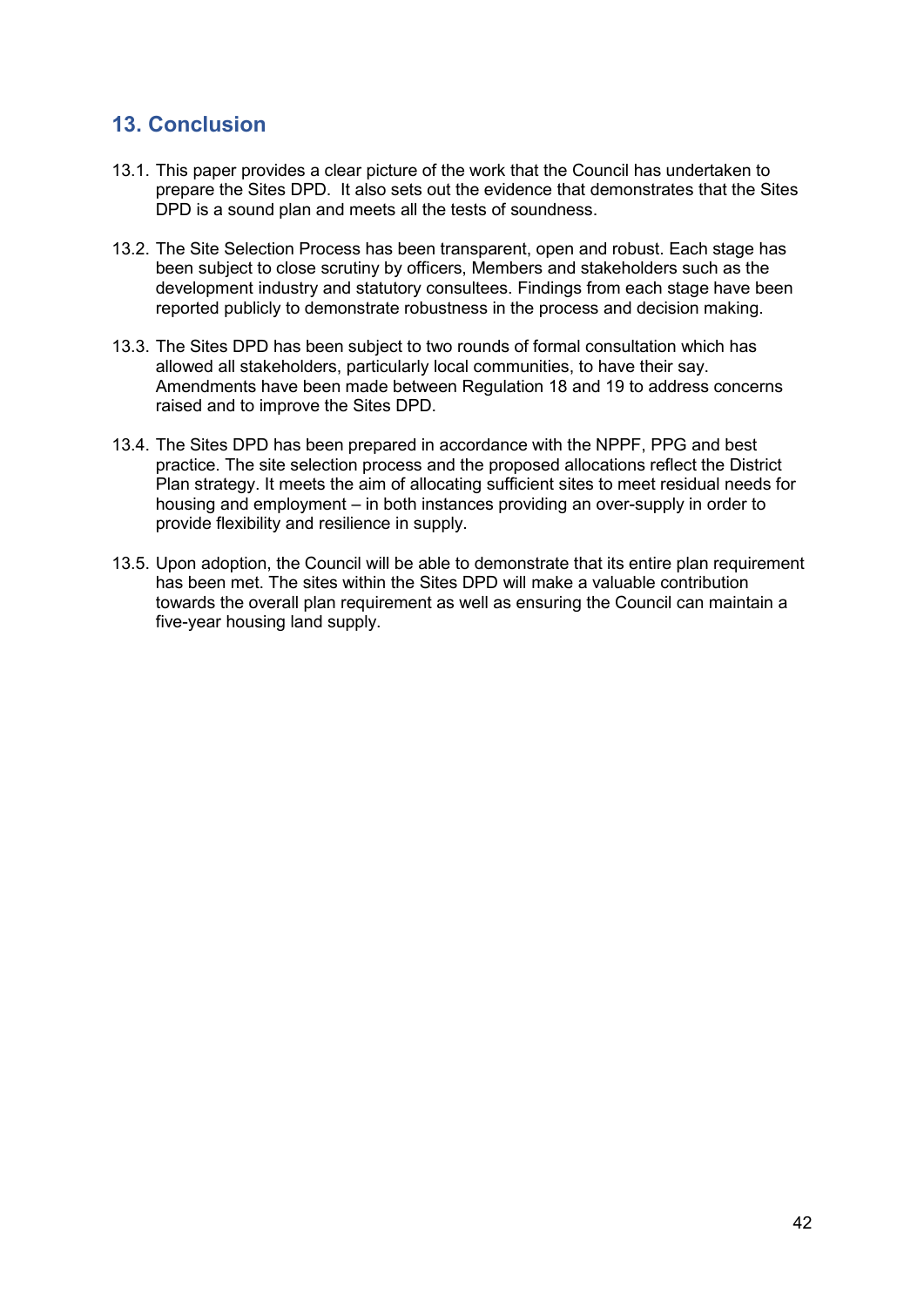## 13. Conclusion

13.1. This paper provides a clear picture of the work that the Council has undertaken to prepare the Sites DPD. It also sets out the evidence that demonstrates that the Sites DPD is a sound plan and meets all the tests of soundness.

13.2. The Site Selection Process has been transparent, open and robust. Each stage has been subject to close scrutiny by officers, Members and stakeholders such as the development industry and statutory consultees. Findings from each stage have been reported publicly to demonstrate robustness in the process and decision making.

13.3. The Sites DPD has been subject to two rounds of formal consultation which has allowed all stakeholders, particularly local communities, to have their say. Amendments have been made between Regulation 18 and 19 to address concerns raised and to improve the Sites DPD.

13.4. The Sites DPD has been prepared in accordance with the NPPF, PPG and best practice. The site selection process and the proposed allocations reflect the District Plan strategy. It meets the aim of allocating sufficient sites to meet residual needs for housing and employment – in both instances providing an over-supply in order to provide flexibility and resilience in supply.

13.5. Upon adoption, the Council will be able to demonstrate that its entire plan requirement has been met. The sites within the Sites DPD will make a valuable contribution towards the overall plan requirement as well as ensuring the Council can maintain a five-year housing land supply.